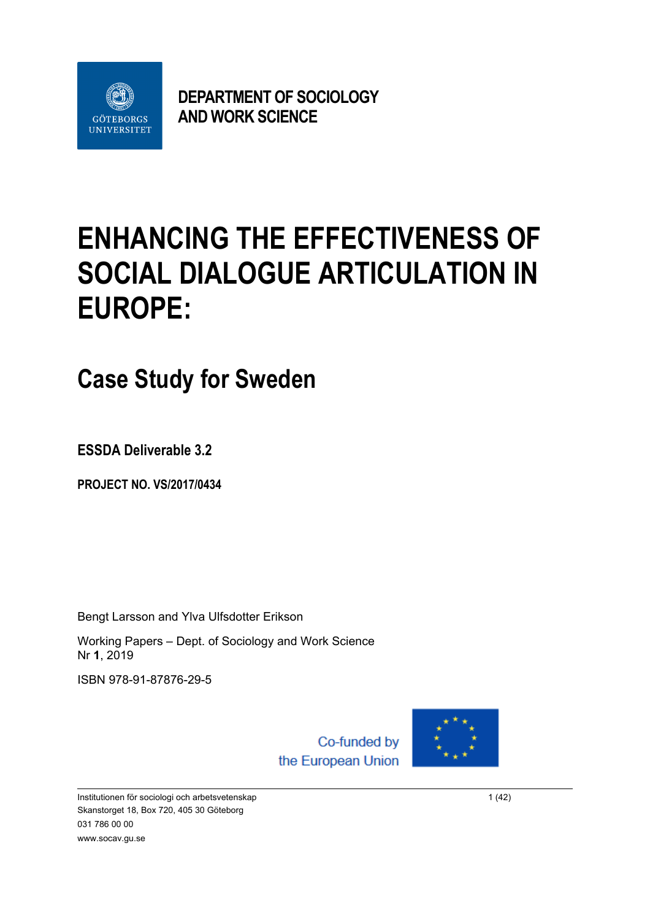GÖTEBORGS UNIVERSITET

**DEPARTMENT OF SOCIOLOGY AND WORK SCIENCE**

# ENHANCING THE EFFECTIVENESS OF SOCIAL DIALOGUE ARTICULATION IN EUROPE:

## Case Study for Sweden

**ESSDA Deliverable 3.2**

**PROJECT NO. VS/2017/0434**

Bengt Larsson and Ylva Ulfsdotter Erikson

Working Papers – Dept. of Sociology and Work Science
Nr **1**, 2019

ISBN 978-91-87876-29-5

Co-funded by the European Union

Institutionen för sociologi och arbetsvetenskap
Skanstorget 18, Box 720, 405 30 Göteborg
031 786 00 00
www.socav.gu.se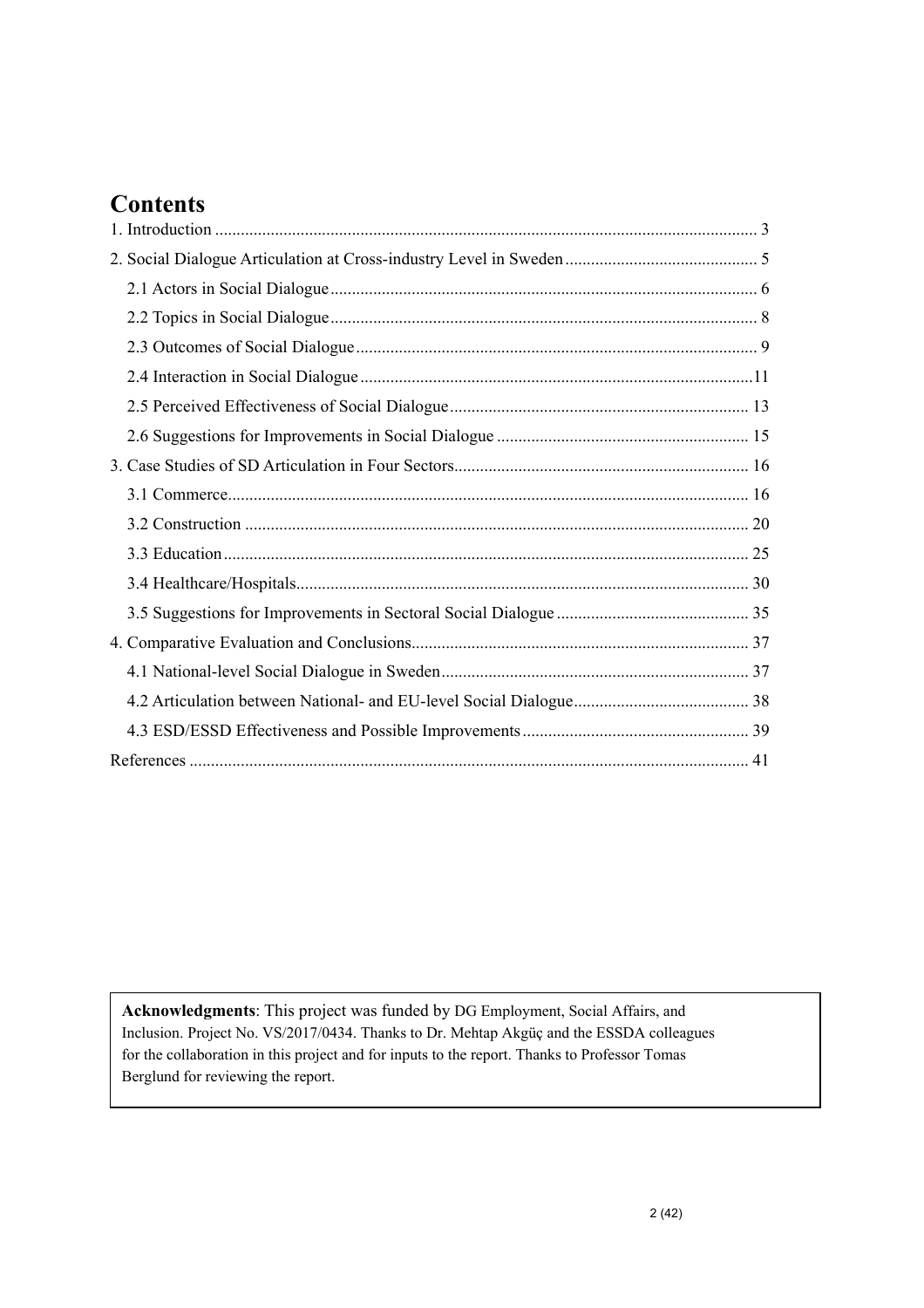# Contents

1. Introduction ........................................................................................................................ 3
2. Social Dialogue Articulation at Cross-industry Level in Sweden ............................................ 5
   - 2.1 Actors in Social Dialogue ................................................................................................. 6
   - 2.2 Topics in Social Dialogue ................................................................................................. 8
   - 2.3 Outcomes of Social Dialogue ............................................................................................ 9
   - 2.4 Interaction in Social Dialogue .........................................................................................11
   - 2.5 Perceived Effectiveness of Social Dialogue ..................................................................... 13
   - 2.6 Suggestions for Improvements in Social Dialogue .......................................................... 15
3. Case Studies of SD Articulation in Four Sectors .................................................................... 16
   - 3.1 Commerce ....................................................................................................................... 16
   - 3.2 Construction .................................................................................................................... 20
   - 3.3 Education ........................................................................................................................ 25
   - 3.4 Healthcare/Hospitals ........................................................................................................ 30
   - 3.5 Suggestions for Improvements in Sectoral Social Dialogue ............................................ 35
4. Comparative Evaluation and Conclusions ............................................................................. 37
   - 4.1 National-level Social Dialogue in Sweden ....................................................................... 37
   - 4.2 Articulation between National- and EU-level Social Dialogue ........................................ 38
   - 4.3 ESD/ESSD Effectiveness and Possible Improvements .................................................... 39

References ................................................................................................................................. 41

**Acknowledgments**: This project was funded by DG Employment, Social Affairs, and Inclusion. Project No. VS/2017/0434. Thanks to Dr. Mehtap Akgüç and the ESSDA colleagues for the collaboration in this project and for inputs to the report. Thanks to Professor Tomas Berglund for reviewing the report.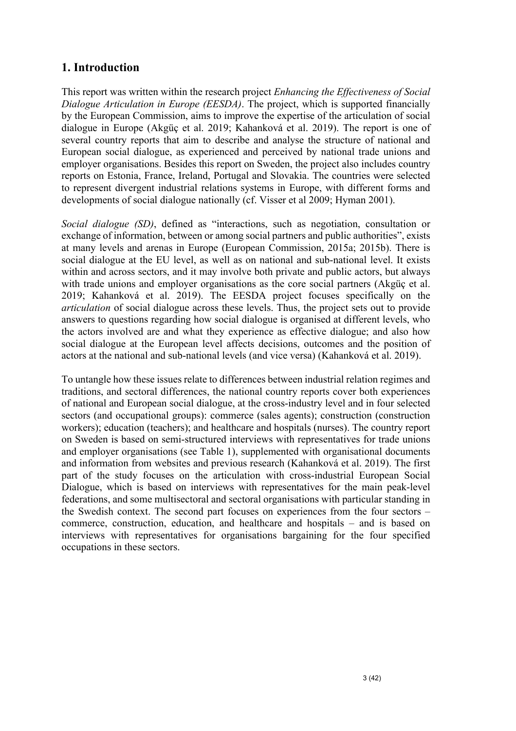## 1. Introduction

This report was written within the research project *Enhancing the Effectiveness of Social Dialogue Articulation in Europe (EESDA)*. The project, which is supported financially by the European Commission, aims to improve the expertise of the articulation of social dialogue in Europe (Akgüç et al. 2019; Kahanková et al. 2019). The report is one of several country reports that aim to describe and analyse the structure of national and European social dialogue, as experienced and perceived by national trade unions and employer organisations. Besides this report on Sweden, the project also includes country reports on Estonia, France, Ireland, Portugal and Slovakia. The countries were selected to represent divergent industrial relations systems in Europe, with different forms and developments of social dialogue nationally (cf. Visser et al 2009; Hyman 2001).

*Social dialogue (SD)*, defined as "interactions, such as negotiation, consultation or exchange of information, between or among social partners and public authorities", exists at many levels and arenas in Europe (European Commission, 2015a; 2015b). There is social dialogue at the EU level, as well as on national and sub-national level. It exists within and across sectors, and it may involve both private and public actors, but always with trade unions and employer organisations as the core social partners (Akgüç et al. 2019; Kahanková et al. 2019). The EESDA project focuses specifically on the *articulation* of social dialogue across these levels. Thus, the project sets out to provide answers to questions regarding how social dialogue is organised at different levels, who the actors involved are and what they experience as effective dialogue; and also how social dialogue at the European level affects decisions, outcomes and the position of actors at the national and sub-national levels (and vice versa) (Kahanková et al. 2019).

To untangle how these issues relate to differences between industrial relation regimes and traditions, and sectoral differences, the national country reports cover both experiences of national and European social dialogue, at the cross-industry level and in four selected sectors (and occupational groups): commerce (sales agents); construction (construction workers); education (teachers); and healthcare and hospitals (nurses). The country report on Sweden is based on semi-structured interviews with representatives for trade unions and employer organisations (see Table 1), supplemented with organisational documents and information from websites and previous research (Kahanková et al. 2019). The first part of the study focuses on the articulation with cross-industrial European Social Dialogue, which is based on interviews with representatives for the main peak-level federations, and some multisectoral and sectoral organisations with particular standing in the Swedish context. The second part focuses on experiences from the four sectors – commerce, construction, education, and healthcare and hospitals – and is based on interviews with representatives for organisations bargaining for the four specified occupations in these sectors.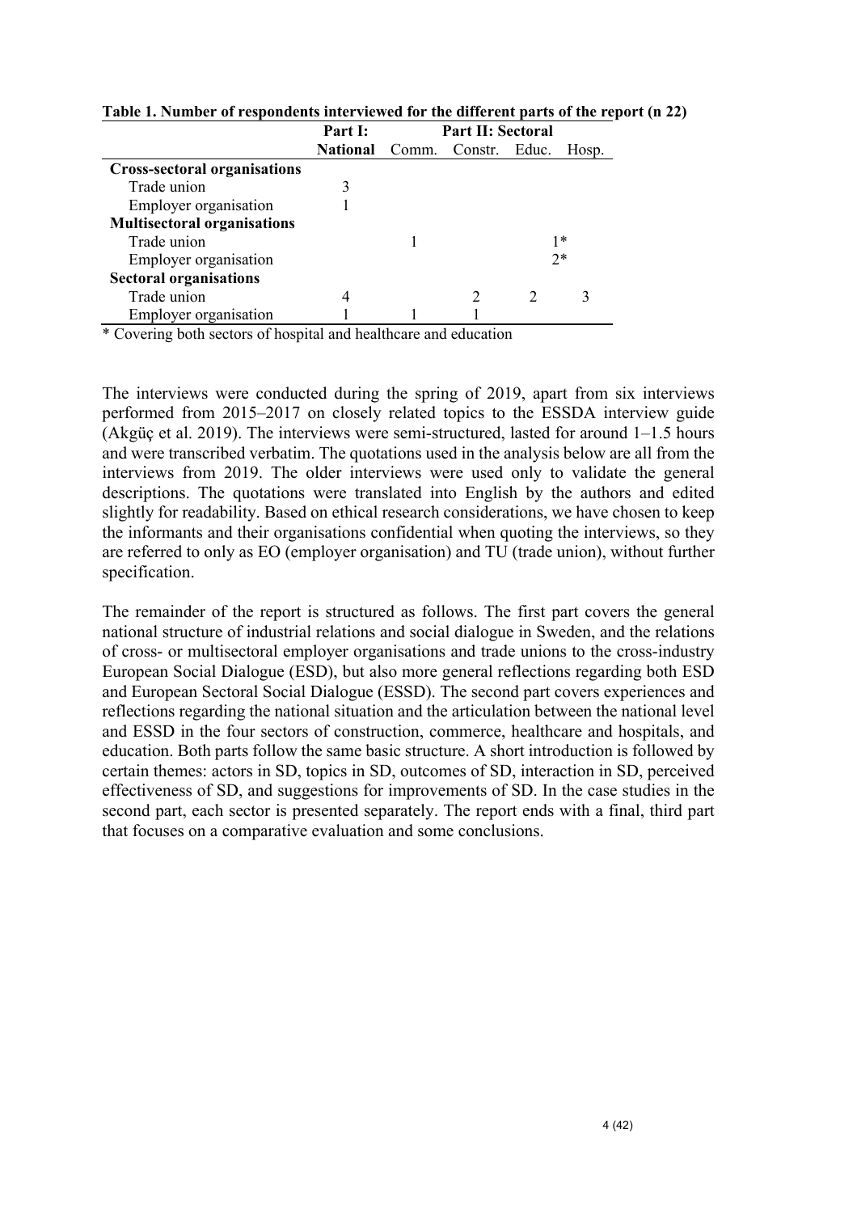**Table 1. Number of respondents interviewed for the different parts of the report (n 22)**

| | Part I: | Part II: Sectoral | | | |
|---|---|---|---|---|---|
| | **National** | Comm. | Constr. | Educ. | Hosp. |
| **Cross-sectoral organisations** | | | | | |
| Trade union | 3 | | | | |
| Employer organisation | 1 | | | | |
| **Multisectoral organisations** | | | | | |
| Trade union | | 1 | | 1* | |
| Employer organisation | | | | 2* | |
| **Sectoral organisations** | | | | | |
| Trade union | 4 | | 2 | 2 | 3 |
| Employer organisation | 1 | 1 | 1 | | |

\* Covering both sectors of hospital and healthcare and education

The interviews were conducted during the spring of 2019, apart from six interviews performed from 2015–2017 on closely related topics to the ESSDA interview guide (Akgüç et al. 2019). The interviews were semi-structured, lasted for around 1–1.5 hours and were transcribed verbatim. The quotations used in the analysis below are all from the interviews from 2019. The older interviews were used only to validate the general descriptions. The quotations were translated into English by the authors and edited slightly for readability. Based on ethical research considerations, we have chosen to keep the informants and their organisations confidential when quoting the interviews, so they are referred to only as EO (employer organisation) and TU (trade union), without further specification.

The remainder of the report is structured as follows. The first part covers the general national structure of industrial relations and social dialogue in Sweden, and the relations of cross- or multisectoral employer organisations and trade unions to the cross-industry European Social Dialogue (ESD), but also more general reflections regarding both ESD and European Sectoral Social Dialogue (ESSD). The second part covers experiences and reflections regarding the national situation and the articulation between the national level and ESSD in the four sectors of construction, commerce, healthcare and hospitals, and education. Both parts follow the same basic structure. A short introduction is followed by certain themes: actors in SD, topics in SD, outcomes of SD, interaction in SD, perceived effectiveness of SD, and suggestions for improvements of SD. In the case studies in the second part, each sector is presented separately. The report ends with a final, third part that focuses on a comparative evaluation and some conclusions.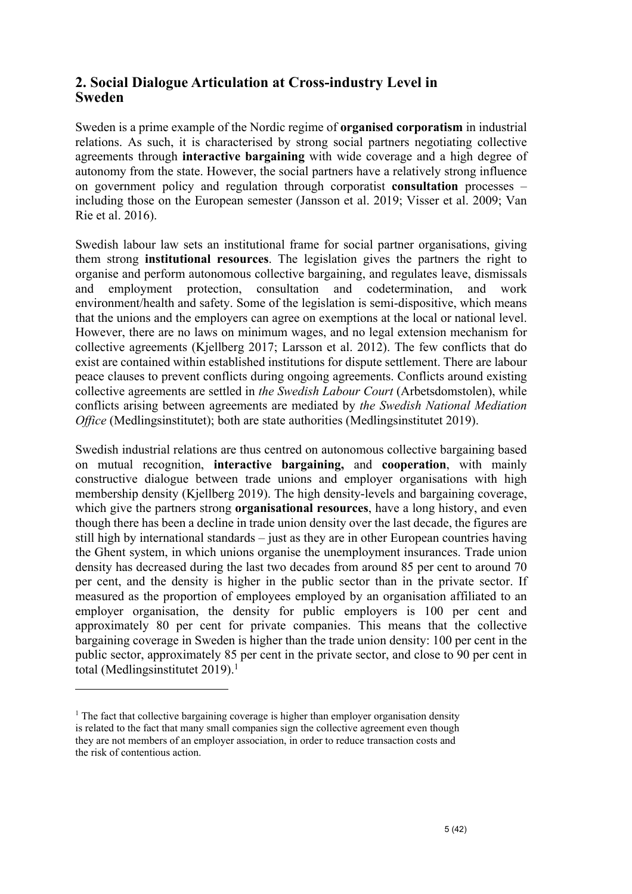## 2. Social Dialogue Articulation at Cross-industry Level in Sweden

Sweden is a prime example of the Nordic regime of **organised corporatism** in industrial relations. As such, it is characterised by strong social partners negotiating collective agreements through **interactive bargaining** with wide coverage and a high degree of autonomy from the state. However, the social partners have a relatively strong influence on government policy and regulation through corporatist **consultation** processes – including those on the European semester (Jansson et al. 2019; Visser et al. 2009; Van Rie et al. 2016).

Swedish labour law sets an institutional frame for social partner organisations, giving them strong **institutional resources**. The legislation gives the partners the right to organise and perform autonomous collective bargaining, and regulates leave, dismissals and employment protection, consultation and codetermination, and work environment/health and safety. Some of the legislation is semi-dispositive, which means that the unions and the employers can agree on exemptions at the local or national level. However, there are no laws on minimum wages, and no legal extension mechanism for collective agreements (Kjellberg 2017; Larsson et al. 2012). The few conflicts that do exist are contained within established institutions for dispute settlement. There are labour peace clauses to prevent conflicts during ongoing agreements. Conflicts around existing collective agreements are settled in *the Swedish Labour Court* (Arbetsdomstolen), while conflicts arising between agreements are mediated by *the Swedish National Mediation Office* (Medlingsinstitutet); both are state authorities (Medlingsinstitutet 2019).

Swedish industrial relations are thus centred on autonomous collective bargaining based on mutual recognition, **interactive bargaining,** and **cooperation**, with mainly constructive dialogue between trade unions and employer organisations with high membership density (Kjellberg 2019). The high density-levels and bargaining coverage, which give the partners strong **organisational resources**, have a long history, and even though there has been a decline in trade union density over the last decade, the figures are still high by international standards – just as they are in other European countries having the Ghent system, in which unions organise the unemployment insurances. Trade union density has decreased during the last two decades from around 85 per cent to around 70 per cent, and the density is higher in the public sector than in the private sector. If measured as the proportion of employees employed by an organisation affiliated to an employer organisation, the density for public employers is 100 per cent and approximately 80 per cent for private companies. This means that the collective bargaining coverage in Sweden is higher than the trade union density: 100 per cent in the public sector, approximately 85 per cent in the private sector, and close to 90 per cent in total (Medlingsinstitutet 2019).[1]

---

[1] The fact that collective bargaining coverage is higher than employer organisation density is related to the fact that many small companies sign the collective agreement even though they are not members of an employer association, in order to reduce transaction costs and the risk of contentious action.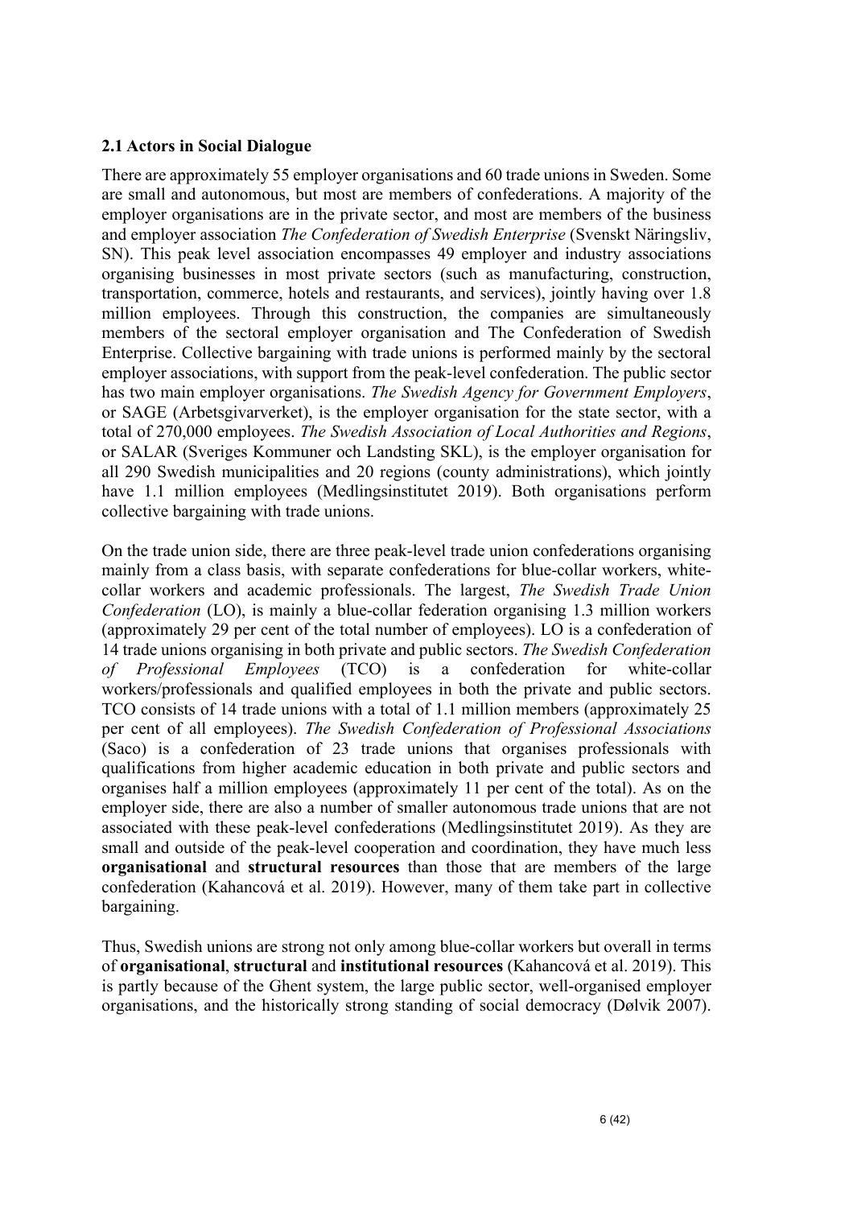### 2.1 Actors in Social Dialogue

There are approximately 55 employer organisations and 60 trade unions in Sweden. Some are small and autonomous, but most are members of confederations. A majority of the employer organisations are in the private sector, and most are members of the business and employer association *The Confederation of Swedish Enterprise* (Svenskt Näringsliv, SN). This peak level association encompasses 49 employer and industry associations organising businesses in most private sectors (such as manufacturing, construction, transportation, commerce, hotels and restaurants, and services), jointly having over 1.8 million employees. Through this construction, the companies are simultaneously members of the sectoral employer organisation and The Confederation of Swedish Enterprise. Collective bargaining with trade unions is performed mainly by the sectoral employer associations, with support from the peak-level confederation. The public sector has two main employer organisations. *The Swedish Agency for Government Employers*, or SAGE (Arbetsgivarverket), is the employer organisation for the state sector, with a total of 270,000 employees. *The Swedish Association of Local Authorities and Regions*, or SALAR (Sveriges Kommuner och Landsting SKL), is the employer organisation for all 290 Swedish municipalities and 20 regions (county administrations), which jointly have 1.1 million employees (Medlingsinstitutet 2019). Both organisations perform collective bargaining with trade unions.

On the trade union side, there are three peak-level trade union confederations organising mainly from a class basis, with separate confederations for blue-collar workers, white-collar workers and academic professionals. The largest, *The Swedish Trade Union Confederation* (LO), is mainly a blue-collar federation organising 1.3 million workers (approximately 29 per cent of the total number of employees). LO is a confederation of 14 trade unions organising in both private and public sectors. *The Swedish Confederation of Professional Employees* (TCO) is a confederation for white-collar workers/professionals and qualified employees in both the private and public sectors. TCO consists of 14 trade unions with a total of 1.1 million members (approximately 25 per cent of all employees). *The Swedish Confederation of Professional Associations* (Saco) is a confederation of 23 trade unions that organises professionals with qualifications from higher academic education in both private and public sectors and organises half a million employees (approximately 11 per cent of the total). As on the employer side, there are also a number of smaller autonomous trade unions that are not associated with these peak-level confederations (Medlingsinstitutet 2019). As they are small and outside of the peak-level cooperation and coordination, they have much less **organisational** and **structural resources** than those that are members of the large confederation (Kahancová et al. 2019). However, many of them take part in collective bargaining.

Thus, Swedish unions are strong not only among blue-collar workers but overall in terms of **organisational**, **structural** and **institutional resources** (Kahancová et al. 2019). This is partly because of the Ghent system, the large public sector, well-organised employer organisations, and the historically strong standing of social democracy (Dølvik 2007).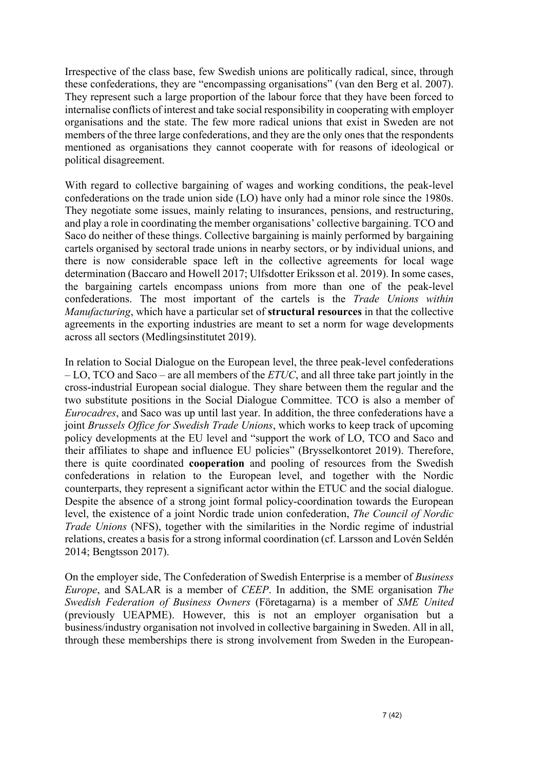Irrespective of the class base, few Swedish unions are politically radical, since, through these confederations, they are "encompassing organisations" (van den Berg et al. 2007). They represent such a large proportion of the labour force that they have been forced to internalise conflicts of interest and take social responsibility in cooperating with employer organisations and the state. The few more radical unions that exist in Sweden are not members of the three large confederations, and they are the only ones that the respondents mentioned as organisations they cannot cooperate with for reasons of ideological or political disagreement.

With regard to collective bargaining of wages and working conditions, the peak-level confederations on the trade union side (LO) have only had a minor role since the 1980s. They negotiate some issues, mainly relating to insurances, pensions, and restructuring, and play a role in coordinating the member organisations' collective bargaining. TCO and Saco do neither of these things. Collective bargaining is mainly performed by bargaining cartels organised by sectoral trade unions in nearby sectors, or by individual unions, and there is now considerable space left in the collective agreements for local wage determination (Baccaro and Howell 2017; Ulfsdotter Eriksson et al. 2019). In some cases, the bargaining cartels encompass unions from more than one of the peak-level confederations. The most important of the cartels is the *Trade Unions within Manufacturing*, which have a particular set of **structural resources** in that the collective agreements in the exporting industries are meant to set a norm for wage developments across all sectors (Medlingsinstitutet 2019).

In relation to Social Dialogue on the European level, the three peak-level confederations – LO, TCO and Saco – are all members of the *ETUC*, and all three take part jointly in the cross-industrial European social dialogue. They share between them the regular and the two substitute positions in the Social Dialogue Committee. TCO is also a member of *Eurocadres*, and Saco was up until last year. In addition, the three confederations have a joint *Brussels Office for Swedish Trade Unions*, which works to keep track of upcoming policy developments at the EU level and "support the work of LO, TCO and Saco and their affiliates to shape and influence EU policies" (Brysselkontoret 2019). Therefore, there is quite coordinated **cooperation** and pooling of resources from the Swedish confederations in relation to the European level, and together with the Nordic counterparts, they represent a significant actor within the ETUC and the social dialogue. Despite the absence of a strong joint formal policy-coordination towards the European level, the existence of a joint Nordic trade union confederation, *The Council of Nordic Trade Unions* (NFS), together with the similarities in the Nordic regime of industrial relations, creates a basis for a strong informal coordination (cf. Larsson and Lovén Seldén 2014; Bengtsson 2017).

On the employer side, The Confederation of Swedish Enterprise is a member of *Business Europe*, and SALAR is a member of *CEEP*. In addition, the SME organisation *The Swedish Federation of Business Owners* (Företagarna) is a member of *SME United* (previously UEAPME). However, this is not an employer organisation but a business/industry organisation not involved in collective bargaining in Sweden. All in all, through these memberships there is strong involvement from Sweden in the European-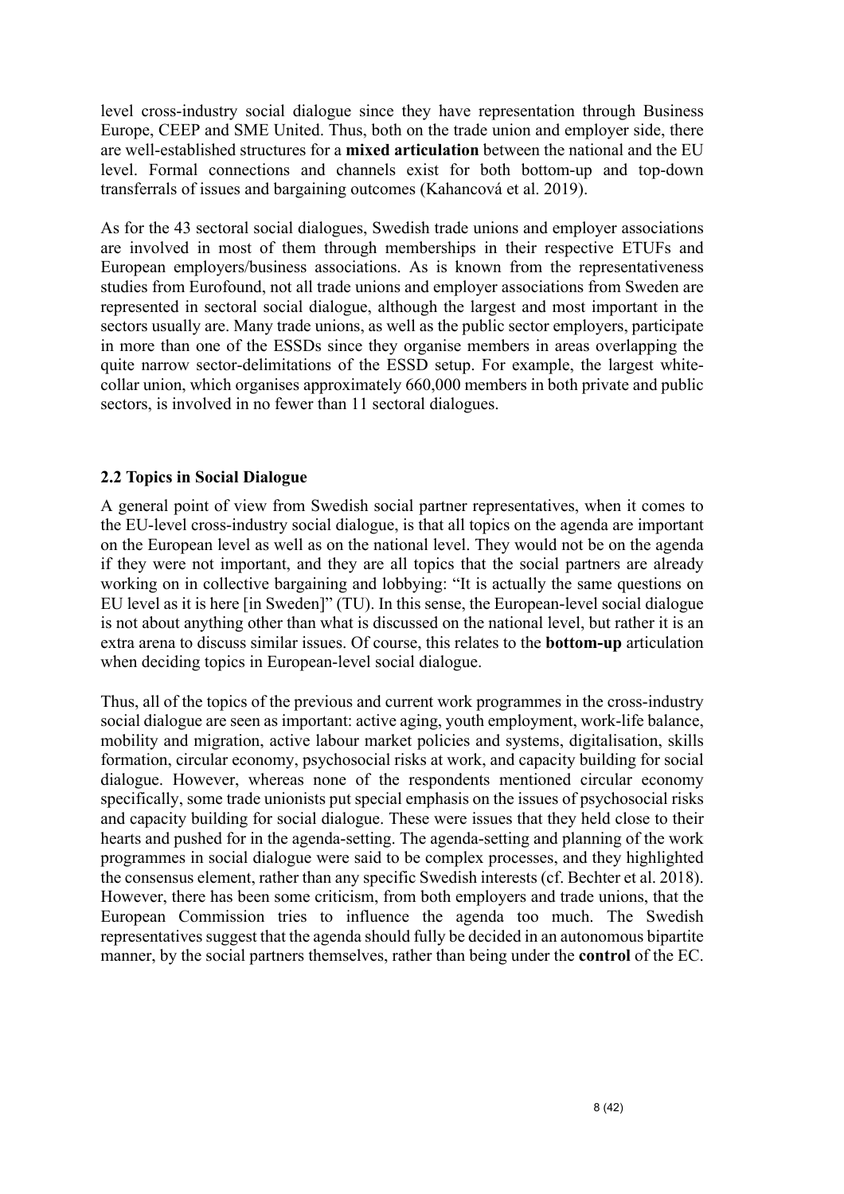level cross-industry social dialogue since they have representation through Business Europe, CEEP and SME United. Thus, both on the trade union and employer side, there are well-established structures for a **mixed articulation** between the national and the EU level. Formal connections and channels exist for both bottom-up and top-down transferrals of issues and bargaining outcomes (Kahancová et al. 2019).

As for the 43 sectoral social dialogues, Swedish trade unions and employer associations are involved in most of them through memberships in their respective ETUFs and European employers/business associations. As is known from the representativeness studies from Eurofound, not all trade unions and employer associations from Sweden are represented in sectoral social dialogue, although the largest and most important in the sectors usually are. Many trade unions, as well as the public sector employers, participate in more than one of the ESSDs since they organise members in areas overlapping the quite narrow sector-delimitations of the ESSD setup. For example, the largest white-collar union, which organises approximately 660,000 members in both private and public sectors, is involved in no fewer than 11 sectoral dialogues.

### 2.2 Topics in Social Dialogue

A general point of view from Swedish social partner representatives, when it comes to the EU-level cross-industry social dialogue, is that all topics on the agenda are important on the European level as well as on the national level. They would not be on the agenda if they were not important, and they are all topics that the social partners are already working on in collective bargaining and lobbying: "It is actually the same questions on EU level as it is here [in Sweden]" (TU). In this sense, the European-level social dialogue is not about anything other than what is discussed on the national level, but rather it is an extra arena to discuss similar issues. Of course, this relates to the **bottom-up** articulation when deciding topics in European-level social dialogue.

Thus, all of the topics of the previous and current work programmes in the cross-industry social dialogue are seen as important: active aging, youth employment, work-life balance, mobility and migration, active labour market policies and systems, digitalisation, skills formation, circular economy, psychosocial risks at work, and capacity building for social dialogue. However, whereas none of the respondents mentioned circular economy specifically, some trade unionists put special emphasis on the issues of psychosocial risks and capacity building for social dialogue. These were issues that they held close to their hearts and pushed for in the agenda-setting. The agenda-setting and planning of the work programmes in social dialogue were said to be complex processes, and they highlighted the consensus element, rather than any specific Swedish interests (cf. Bechter et al. 2018). However, there has been some criticism, from both employers and trade unions, that the European Commission tries to influence the agenda too much. The Swedish representatives suggest that the agenda should fully be decided in an autonomous bipartite manner, by the social partners themselves, rather than being under the **control** of the EC.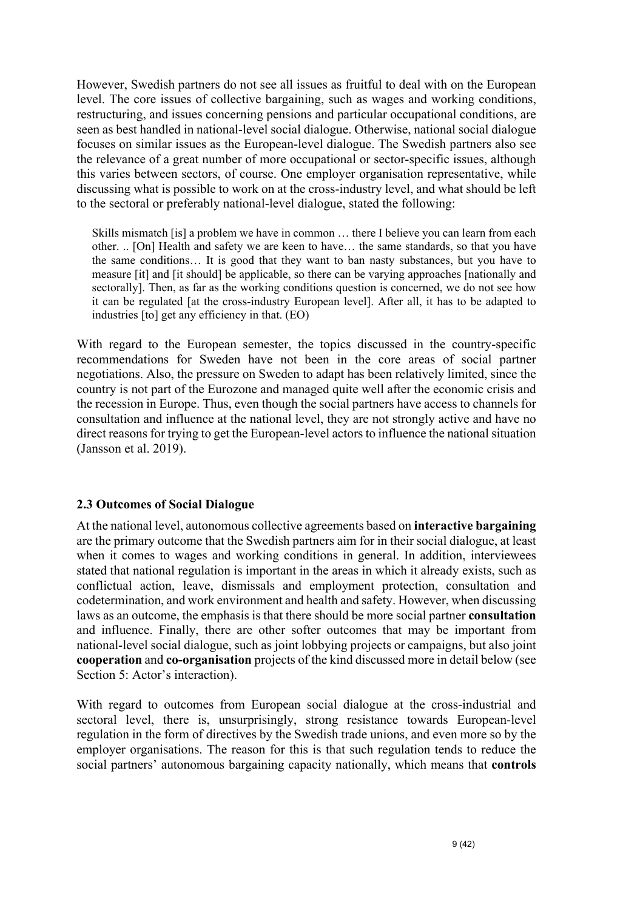However, Swedish partners do not see all issues as fruitful to deal with on the European level. The core issues of collective bargaining, such as wages and working conditions, restructuring, and issues concerning pensions and particular occupational conditions, are seen as best handled in national-level social dialogue. Otherwise, national social dialogue focuses on similar issues as the European-level dialogue. The Swedish partners also see the relevance of a great number of more occupational or sector-specific issues, although this varies between sectors, of course. One employer organisation representative, while discussing what is possible to work on at the cross-industry level, and what should be left to the sectoral or preferably national-level dialogue, stated the following:

> Skills mismatch [is] a problem we have in common … there I believe you can learn from each other. .. [On] Health and safety we are keen to have… the same standards, so that you have the same conditions… It is good that they want to ban nasty substances, but you have to measure [it] and [it should] be applicable, so there can be varying approaches [nationally and sectorally]. Then, as far as the working conditions question is concerned, we do not see how it can be regulated [at the cross-industry European level]. After all, it has to be adapted to industries [to] get any efficiency in that. (EO)

With regard to the European semester, the topics discussed in the country-specific recommendations for Sweden have not been in the core areas of social partner negotiations. Also, the pressure on Sweden to adapt has been relatively limited, since the country is not part of the Eurozone and managed quite well after the economic crisis and the recession in Europe. Thus, even though the social partners have access to channels for consultation and influence at the national level, they are not strongly active and have no direct reasons for trying to get the European-level actors to influence the national situation (Jansson et al. 2019).

### 2.3 Outcomes of Social Dialogue

At the national level, autonomous collective agreements based on **interactive bargaining** are the primary outcome that the Swedish partners aim for in their social dialogue, at least when it comes to wages and working conditions in general. In addition, interviewees stated that national regulation is important in the areas in which it already exists, such as conflictual action, leave, dismissals and employment protection, consultation and codetermination, and work environment and health and safety. However, when discussing laws as an outcome, the emphasis is that there should be more social partner **consultation** and influence. Finally, there are other softer outcomes that may be important from national-level social dialogue, such as joint lobbying projects or campaigns, but also joint **cooperation** and **co-organisation** projects of the kind discussed more in detail below (see Section 5: Actor's interaction).

With regard to outcomes from European social dialogue at the cross-industrial and sectoral level, there is, unsurprisingly, strong resistance towards European-level regulation in the form of directives by the Swedish trade unions, and even more so by the employer organisations. The reason for this is that such regulation tends to reduce the social partners' autonomous bargaining capacity nationally, which means that **controls**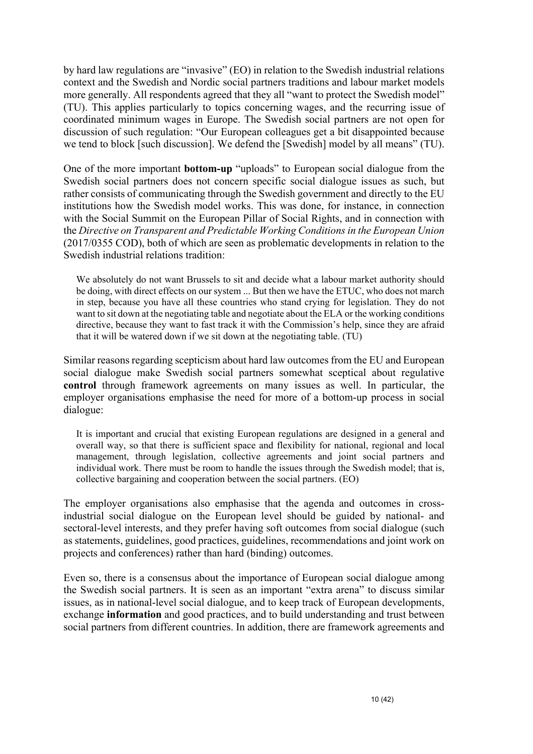by hard law regulations are "invasive" (EO) in relation to the Swedish industrial relations context and the Swedish and Nordic social partners traditions and labour market models more generally. All respondents agreed that they all "want to protect the Swedish model" (TU). This applies particularly to topics concerning wages, and the recurring issue of coordinated minimum wages in Europe. The Swedish social partners are not open for discussion of such regulation: "Our European colleagues get a bit disappointed because we tend to block [such discussion]. We defend the [Swedish] model by all means" (TU).

One of the more important **bottom-up** "uploads" to European social dialogue from the Swedish social partners does not concern specific social dialogue issues as such, but rather consists of communicating through the Swedish government and directly to the EU institutions how the Swedish model works. This was done, for instance, in connection with the Social Summit on the European Pillar of Social Rights, and in connection with the *Directive on Transparent and Predictable Working Conditions in the European Union* (2017/0355 COD), both of which are seen as problematic developments in relation to the Swedish industrial relations tradition:

> We absolutely do not want Brussels to sit and decide what a labour market authority should be doing, with direct effects on our system ... But then we have the ETUC, who does not march in step, because you have all these countries who stand crying for legislation. They do not want to sit down at the negotiating table and negotiate about the ELA or the working conditions directive, because they want to fast track it with the Commission's help, since they are afraid that it will be watered down if we sit down at the negotiating table. (TU)

Similar reasons regarding scepticism about hard law outcomes from the EU and European social dialogue make Swedish social partners somewhat sceptical about regulative **control** through framework agreements on many issues as well. In particular, the employer organisations emphasise the need for more of a bottom-up process in social dialogue:

> It is important and crucial that existing European regulations are designed in a general and overall way, so that there is sufficient space and flexibility for national, regional and local management, through legislation, collective agreements and joint social partners and individual work. There must be room to handle the issues through the Swedish model; that is, collective bargaining and cooperation between the social partners. (EO)

The employer organisations also emphasise that the agenda and outcomes in cross-industrial social dialogue on the European level should be guided by national- and sectoral-level interests, and they prefer having soft outcomes from social dialogue (such as statements, guidelines, good practices, guidelines, recommendations and joint work on projects and conferences) rather than hard (binding) outcomes.

Even so, there is a consensus about the importance of European social dialogue among the Swedish social partners. It is seen as an important "extra arena" to discuss similar issues, as in national-level social dialogue, and to keep track of European developments, exchange **information** and good practices, and to build understanding and trust between social partners from different countries. In addition, there are framework agreements and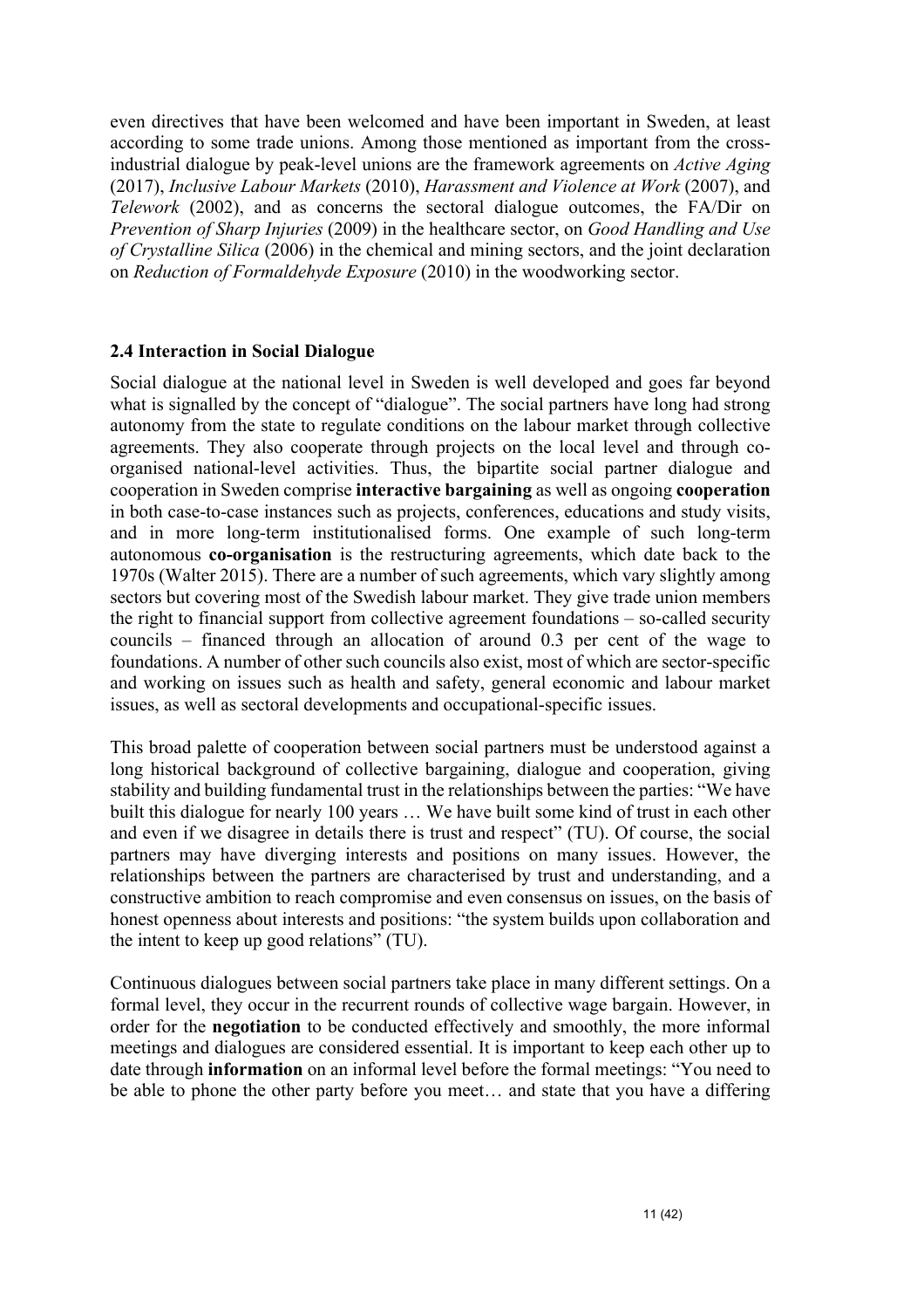even directives that have been welcomed and have been important in Sweden, at least according to some trade unions. Among those mentioned as important from the cross-industrial dialogue by peak-level unions are the framework agreements on *Active Aging* (2017), *Inclusive Labour Markets* (2010), *Harassment and Violence at Work* (2007), and *Telework* (2002), and as concerns the sectoral dialogue outcomes, the FA/Dir on *Prevention of Sharp Injuries* (2009) in the healthcare sector, on *Good Handling and Use of Crystalline Silica* (2006) in the chemical and mining sectors, and the joint declaration on *Reduction of Formaldehyde Exposure* (2010) in the woodworking sector.

### 2.4 Interaction in Social Dialogue

Social dialogue at the national level in Sweden is well developed and goes far beyond what is signalled by the concept of "dialogue". The social partners have long had strong autonomy from the state to regulate conditions on the labour market through collective agreements. They also cooperate through projects on the local level and through co-organised national-level activities. Thus, the bipartite social partner dialogue and cooperation in Sweden comprise **interactive bargaining** as well as ongoing **cooperation** in both case-to-case instances such as projects, conferences, educations and study visits, and in more long-term institutionalised forms. One example of such long-term autonomous **co-organisation** is the restructuring agreements, which date back to the 1970s (Walter 2015). There are a number of such agreements, which vary slightly among sectors but covering most of the Swedish labour market. They give trade union members the right to financial support from collective agreement foundations – so-called security councils – financed through an allocation of around 0.3 per cent of the wage to foundations. A number of other such councils also exist, most of which are sector-specific and working on issues such as health and safety, general economic and labour market issues, as well as sectoral developments and occupational-specific issues.

This broad palette of cooperation between social partners must be understood against a long historical background of collective bargaining, dialogue and cooperation, giving stability and building fundamental trust in the relationships between the parties: "We have built this dialogue for nearly 100 years … We have built some kind of trust in each other and even if we disagree in details there is trust and respect" (TU). Of course, the social partners may have diverging interests and positions on many issues. However, the relationships between the partners are characterised by trust and understanding, and a constructive ambition to reach compromise and even consensus on issues, on the basis of honest openness about interests and positions: "the system builds upon collaboration and the intent to keep up good relations" (TU).

Continuous dialogues between social partners take place in many different settings. On a formal level, they occur in the recurrent rounds of collective wage bargain. However, in order for the **negotiation** to be conducted effectively and smoothly, the more informal meetings and dialogues are considered essential. It is important to keep each other up to date through **information** on an informal level before the formal meetings: "You need to be able to phone the other party before you meet… and state that you have a differing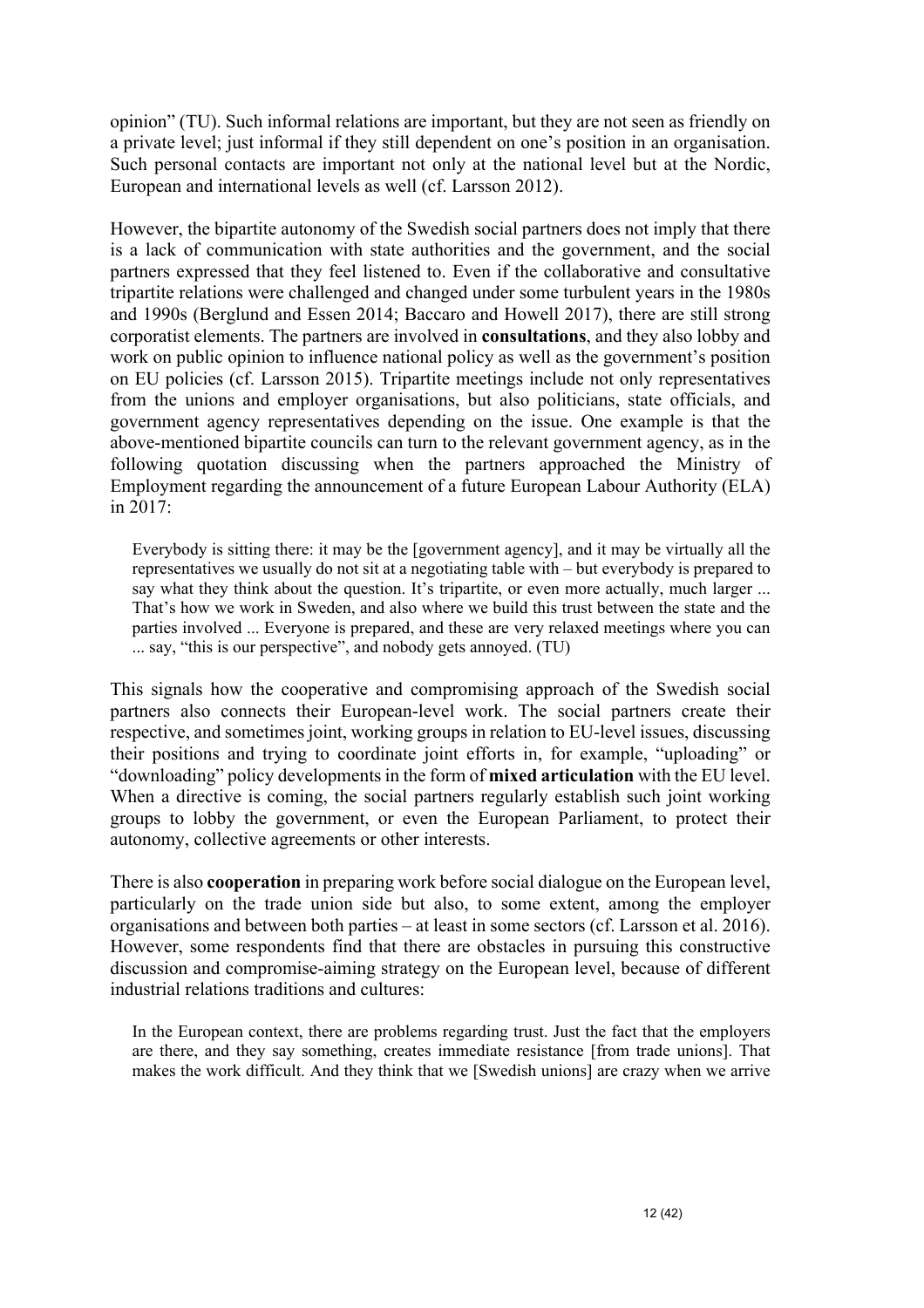opinion" (TU). Such informal relations are important, but they are not seen as friendly on a private level; just informal if they still dependent on one's position in an organisation. Such personal contacts are important not only at the national level but at the Nordic, European and international levels as well (cf. Larsson 2012).

However, the bipartite autonomy of the Swedish social partners does not imply that there is a lack of communication with state authorities and the government, and the social partners expressed that they feel listened to. Even if the collaborative and consultative tripartite relations were challenged and changed under some turbulent years in the 1980s and 1990s (Berglund and Essen 2014; Baccaro and Howell 2017), there are still strong corporatist elements. The partners are involved in **consultations**, and they also lobby and work on public opinion to influence national policy as well as the government's position on EU policies (cf. Larsson 2015). Tripartite meetings include not only representatives from the unions and employer organisations, but also politicians, state officials, and government agency representatives depending on the issue. One example is that the above-mentioned bipartite councils can turn to the relevant government agency, as in the following quotation discussing when the partners approached the Ministry of Employment regarding the announcement of a future European Labour Authority (ELA) in 2017:

> Everybody is sitting there: it may be the [government agency], and it may be virtually all the representatives we usually do not sit at a negotiating table with – but everybody is prepared to say what they think about the question. It's tripartite, or even more actually, much larger ... That's how we work in Sweden, and also where we build this trust between the state and the parties involved ... Everyone is prepared, and these are very relaxed meetings where you can ... say, "this is our perspective", and nobody gets annoyed. (TU)

This signals how the cooperative and compromising approach of the Swedish social partners also connects their European-level work. The social partners create their respective, and sometimes joint, working groups in relation to EU-level issues, discussing their positions and trying to coordinate joint efforts in, for example, "uploading" or "downloading" policy developments in the form of **mixed articulation** with the EU level. When a directive is coming, the social partners regularly establish such joint working groups to lobby the government, or even the European Parliament, to protect their autonomy, collective agreements or other interests.

There is also **cooperation** in preparing work before social dialogue on the European level, particularly on the trade union side but also, to some extent, among the employer organisations and between both parties – at least in some sectors (cf. Larsson et al. 2016). However, some respondents find that there are obstacles in pursuing this constructive discussion and compromise-aiming strategy on the European level, because of different industrial relations traditions and cultures:

> In the European context, there are problems regarding trust. Just the fact that the employers are there, and they say something, creates immediate resistance [from trade unions]. That makes the work difficult. And they think that we [Swedish unions] are crazy when we arrive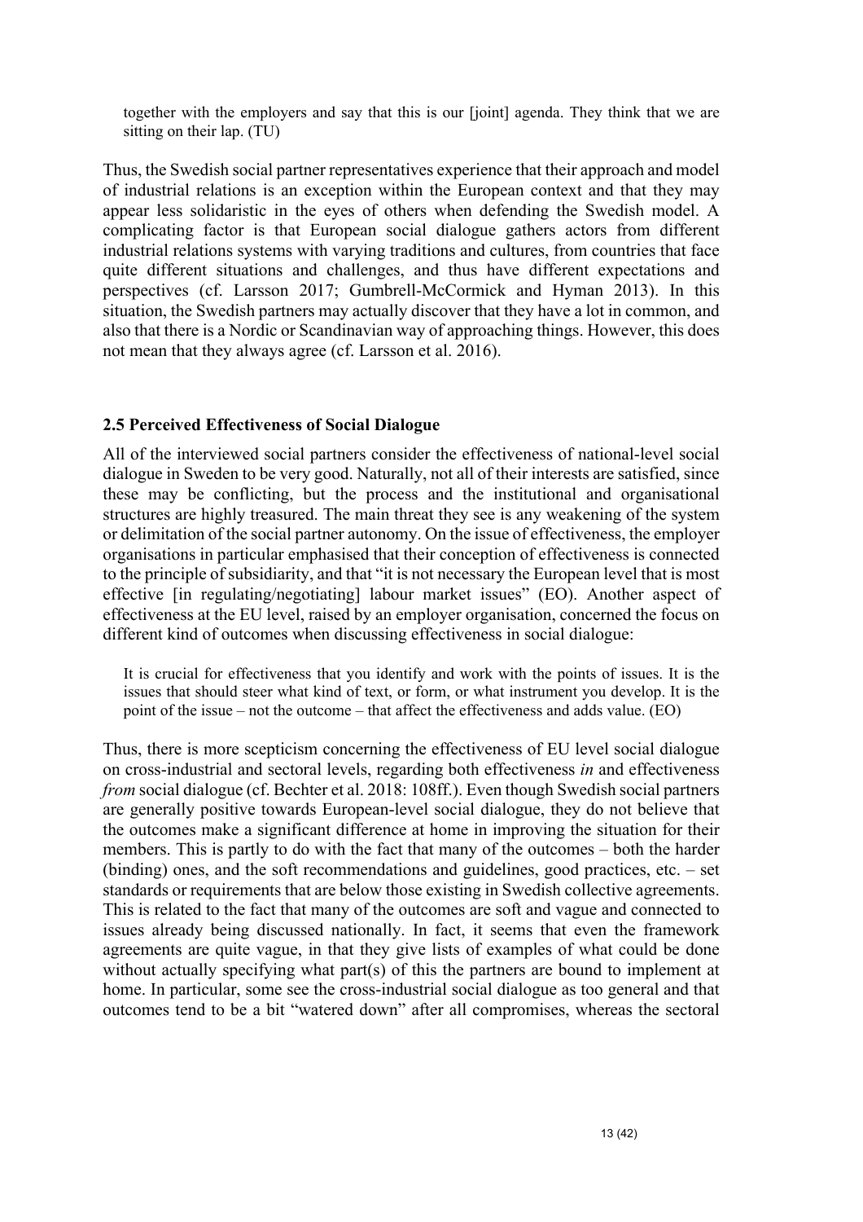> together with the employers and say that this is our [joint] agenda. They think that we are sitting on their lap. (TU)

Thus, the Swedish social partner representatives experience that their approach and model of industrial relations is an exception within the European context and that they may appear less solidaristic in the eyes of others when defending the Swedish model. A complicating factor is that European social dialogue gathers actors from different industrial relations systems with varying traditions and cultures, from countries that face quite different situations and challenges, and thus have different expectations and perspectives (cf. Larsson 2017; Gumbrell-McCormick and Hyman 2013). In this situation, the Swedish partners may actually discover that they have a lot in common, and also that there is a Nordic or Scandinavian way of approaching things. However, this does not mean that they always agree (cf. Larsson et al. 2016).

### 2.5 Perceived Effectiveness of Social Dialogue

All of the interviewed social partners consider the effectiveness of national-level social dialogue in Sweden to be very good. Naturally, not all of their interests are satisfied, since these may be conflicting, but the process and the institutional and organisational structures are highly treasured. The main threat they see is any weakening of the system or delimitation of the social partner autonomy. On the issue of effectiveness, the employer organisations in particular emphasised that their conception of effectiveness is connected to the principle of subsidiarity, and that "it is not necessary the European level that is most effective [in regulating/negotiating] labour market issues" (EO). Another aspect of effectiveness at the EU level, raised by an employer organisation, concerned the focus on different kind of outcomes when discussing effectiveness in social dialogue:

> It is crucial for effectiveness that you identify and work with the points of issues. It is the issues that should steer what kind of text, or form, or what instrument you develop. It is the point of the issue – not the outcome – that affect the effectiveness and adds value. (EO)

Thus, there is more scepticism concerning the effectiveness of EU level social dialogue on cross-industrial and sectoral levels, regarding both effectiveness *in* and effectiveness *from* social dialogue (cf. Bechter et al. 2018: 108ff.). Even though Swedish social partners are generally positive towards European-level social dialogue, they do not believe that the outcomes make a significant difference at home in improving the situation for their members. This is partly to do with the fact that many of the outcomes – both the harder (binding) ones, and the soft recommendations and guidelines, good practices, etc. – set standards or requirements that are below those existing in Swedish collective agreements. This is related to the fact that many of the outcomes are soft and vague and connected to issues already being discussed nationally. In fact, it seems that even the framework agreements are quite vague, in that they give lists of examples of what could be done without actually specifying what part(s) of this the partners are bound to implement at home. In particular, some see the cross-industrial social dialogue as too general and that outcomes tend to be a bit "watered down" after all compromises, whereas the sectoral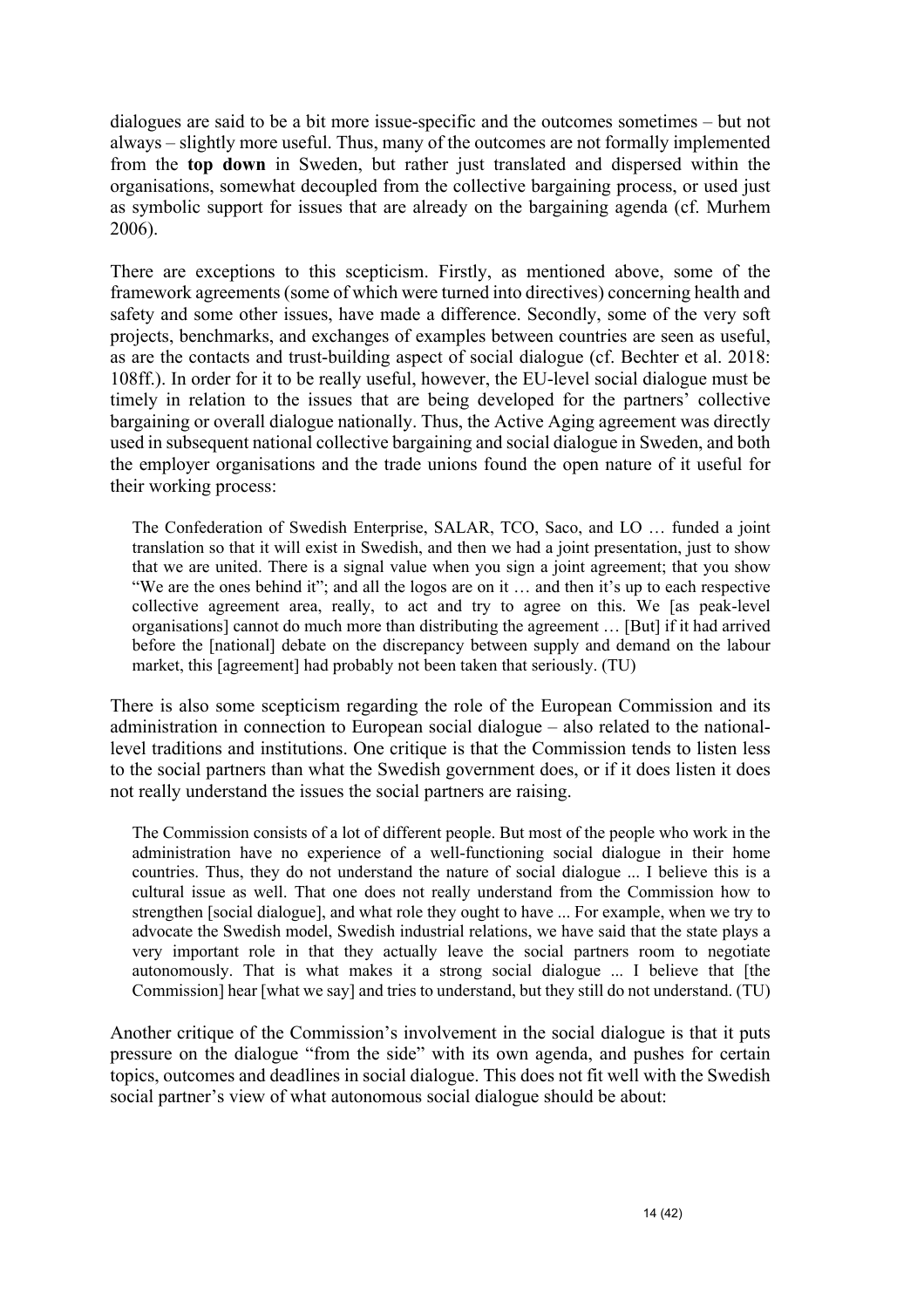dialogues are said to be a bit more issue-specific and the outcomes sometimes – but not always – slightly more useful. Thus, many of the outcomes are not formally implemented from the **top down** in Sweden, but rather just translated and dispersed within the organisations, somewhat decoupled from the collective bargaining process, or used just as symbolic support for issues that are already on the bargaining agenda (cf. Murhem 2006).

There are exceptions to this scepticism. Firstly, as mentioned above, some of the framework agreements (some of which were turned into directives) concerning health and safety and some other issues, have made a difference. Secondly, some of the very soft projects, benchmarks, and exchanges of examples between countries are seen as useful, as are the contacts and trust-building aspect of social dialogue (cf. Bechter et al. 2018: 108ff.). In order for it to be really useful, however, the EU-level social dialogue must be timely in relation to the issues that are being developed for the partners' collective bargaining or overall dialogue nationally. Thus, the Active Aging agreement was directly used in subsequent national collective bargaining and social dialogue in Sweden, and both the employer organisations and the trade unions found the open nature of it useful for their working process:

> The Confederation of Swedish Enterprise, SALAR, TCO, Saco, and LO … funded a joint translation so that it will exist in Swedish, and then we had a joint presentation, just to show that we are united. There is a signal value when you sign a joint agreement; that you show "We are the ones behind it"; and all the logos are on it … and then it's up to each respective collective agreement area, really, to act and try to agree on this. We [as peak-level organisations] cannot do much more than distributing the agreement … [But] if it had arrived before the [national] debate on the discrepancy between supply and demand on the labour market, this [agreement] had probably not been taken that seriously. (TU)

There is also some scepticism regarding the role of the European Commission and its administration in connection to European social dialogue – also related to the national-level traditions and institutions. One critique is that the Commission tends to listen less to the social partners than what the Swedish government does, or if it does listen it does not really understand the issues the social partners are raising.

> The Commission consists of a lot of different people. But most of the people who work in the administration have no experience of a well-functioning social dialogue in their home countries. Thus, they do not understand the nature of social dialogue ... I believe this is a cultural issue as well. That one does not really understand from the Commission how to strengthen [social dialogue], and what role they ought to have ... For example, when we try to advocate the Swedish model, Swedish industrial relations, we have said that the state plays a very important role in that they actually leave the social partners room to negotiate autonomously. That is what makes it a strong social dialogue ... I believe that [the Commission] hear [what we say] and tries to understand, but they still do not understand. (TU)

Another critique of the Commission's involvement in the social dialogue is that it puts pressure on the dialogue "from the side" with its own agenda, and pushes for certain topics, outcomes and deadlines in social dialogue. This does not fit well with the Swedish social partner's view of what autonomous social dialogue should be about: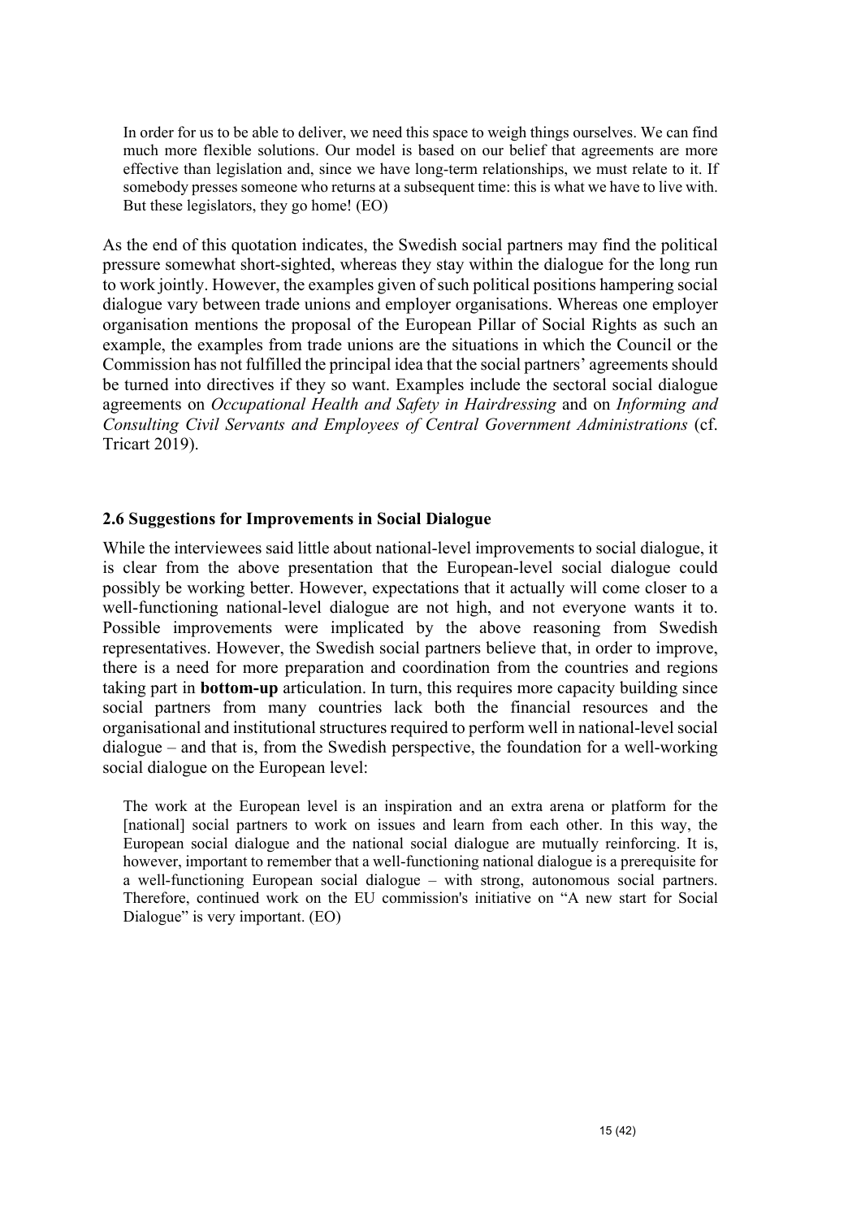> In order for us to be able to deliver, we need this space to weigh things ourselves. We can find much more flexible solutions. Our model is based on our belief that agreements are more effective than legislation and, since we have long-term relationships, we must relate to it. If somebody presses someone who returns at a subsequent time: this is what we have to live with. But these legislators, they go home! (EO)

As the end of this quotation indicates, the Swedish social partners may find the political pressure somewhat short-sighted, whereas they stay within the dialogue for the long run to work jointly. However, the examples given of such political positions hampering social dialogue vary between trade unions and employer organisations. Whereas one employer organisation mentions the proposal of the European Pillar of Social Rights as such an example, the examples from trade unions are the situations in which the Council or the Commission has not fulfilled the principal idea that the social partners' agreements should be turned into directives if they so want. Examples include the sectoral social dialogue agreements on *Occupational Health and Safety in Hairdressing* and on *Informing and Consulting Civil Servants and Employees of Central Government Administrations* (cf. Tricart 2019).

### 2.6 Suggestions for Improvements in Social Dialogue

While the interviewees said little about national-level improvements to social dialogue, it is clear from the above presentation that the European-level social dialogue could possibly be working better. However, expectations that it actually will come closer to a well-functioning national-level dialogue are not high, and not everyone wants it to. Possible improvements were implicated by the above reasoning from Swedish representatives. However, the Swedish social partners believe that, in order to improve, there is a need for more preparation and coordination from the countries and regions taking part in **bottom-up** articulation. In turn, this requires more capacity building since social partners from many countries lack both the financial resources and the organisational and institutional structures required to perform well in national-level social dialogue – and that is, from the Swedish perspective, the foundation for a well-working social dialogue on the European level:

> The work at the European level is an inspiration and an extra arena or platform for the [national] social partners to work on issues and learn from each other. In this way, the European social dialogue and the national social dialogue are mutually reinforcing. It is, however, important to remember that a well-functioning national dialogue is a prerequisite for a well-functioning European social dialogue – with strong, autonomous social partners. Therefore, continued work on the EU commission's initiative on "A new start for Social Dialogue" is very important. (EO)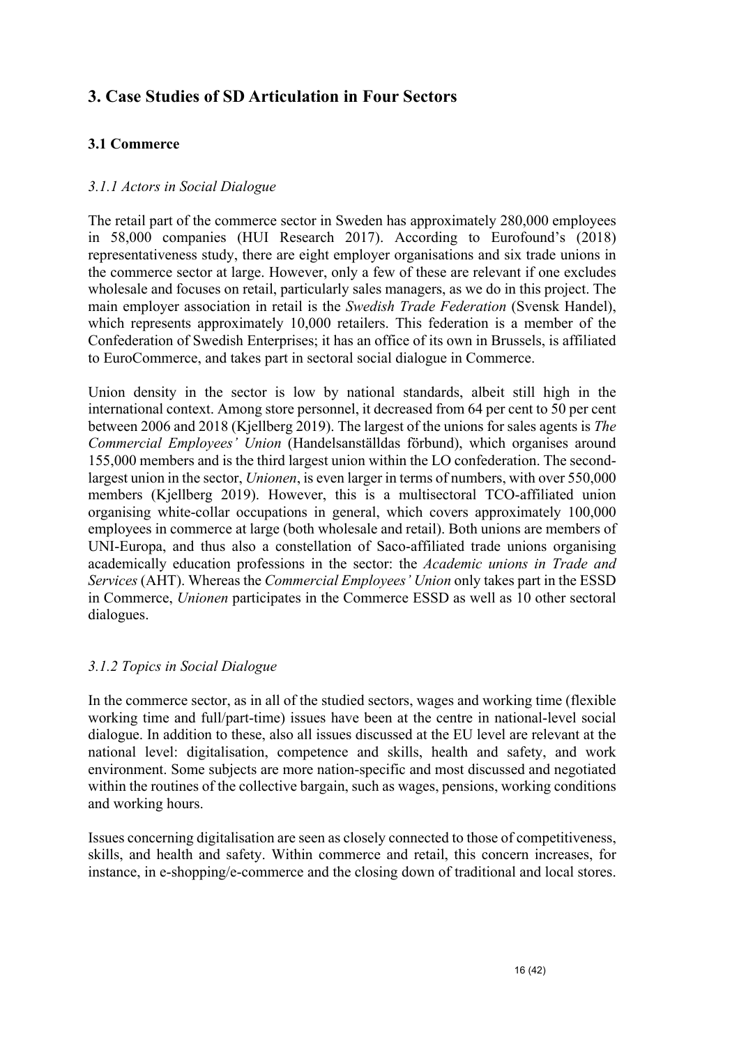# 3. Case Studies of SD Articulation in Four Sectors

## 3.1 Commerce

### *3.1.1 Actors in Social Dialogue*

The retail part of the commerce sector in Sweden has approximately 280,000 employees in 58,000 companies (HUI Research 2017). According to Eurofound's (2018) representativeness study, there are eight employer organisations and six trade unions in the commerce sector at large. However, only a few of these are relevant if one excludes wholesale and focuses on retail, particularly sales managers, as we do in this project. The main employer association in retail is the *Swedish Trade Federation* (Svensk Handel), which represents approximately 10,000 retailers. This federation is a member of the Confederation of Swedish Enterprises; it has an office of its own in Brussels, is affiliated to EuroCommerce, and takes part in sectoral social dialogue in Commerce.

Union density in the sector is low by national standards, albeit still high in the international context. Among store personnel, it decreased from 64 per cent to 50 per cent between 2006 and 2018 (Kjellberg 2019). The largest of the unions for sales agents is *The Commercial Employees' Union* (Handelsanställdas förbund), which organises around 155,000 members and is the third largest union within the LO confederation. The second-largest union in the sector, *Unionen*, is even larger in terms of numbers, with over 550,000 members (Kjellberg 2019). However, this is a multisectoral TCO-affiliated union organising white-collar occupations in general, which covers approximately 100,000 employees in commerce at large (both wholesale and retail). Both unions are members of UNI-Europa, and thus also a constellation of Saco-affiliated trade unions organising academically education professions in the sector: the *Academic unions in Trade and Services* (AHT). Whereas the *Commercial Employees' Union* only takes part in the ESSD in Commerce, *Unionen* participates in the Commerce ESSD as well as 10 other sectoral dialogues.

### *3.1.2 Topics in Social Dialogue*

In the commerce sector, as in all of the studied sectors, wages and working time (flexible working time and full/part-time) issues have been at the centre in national-level social dialogue. In addition to these, also all issues discussed at the EU level are relevant at the national level: digitalisation, competence and skills, health and safety, and work environment. Some subjects are more nation-specific and most discussed and negotiated within the routines of the collective bargain, such as wages, pensions, working conditions and working hours.

Issues concerning digitalisation are seen as closely connected to those of competitiveness, skills, and health and safety. Within commerce and retail, this concern increases, for instance, in e-shopping/e-commerce and the closing down of traditional and local stores.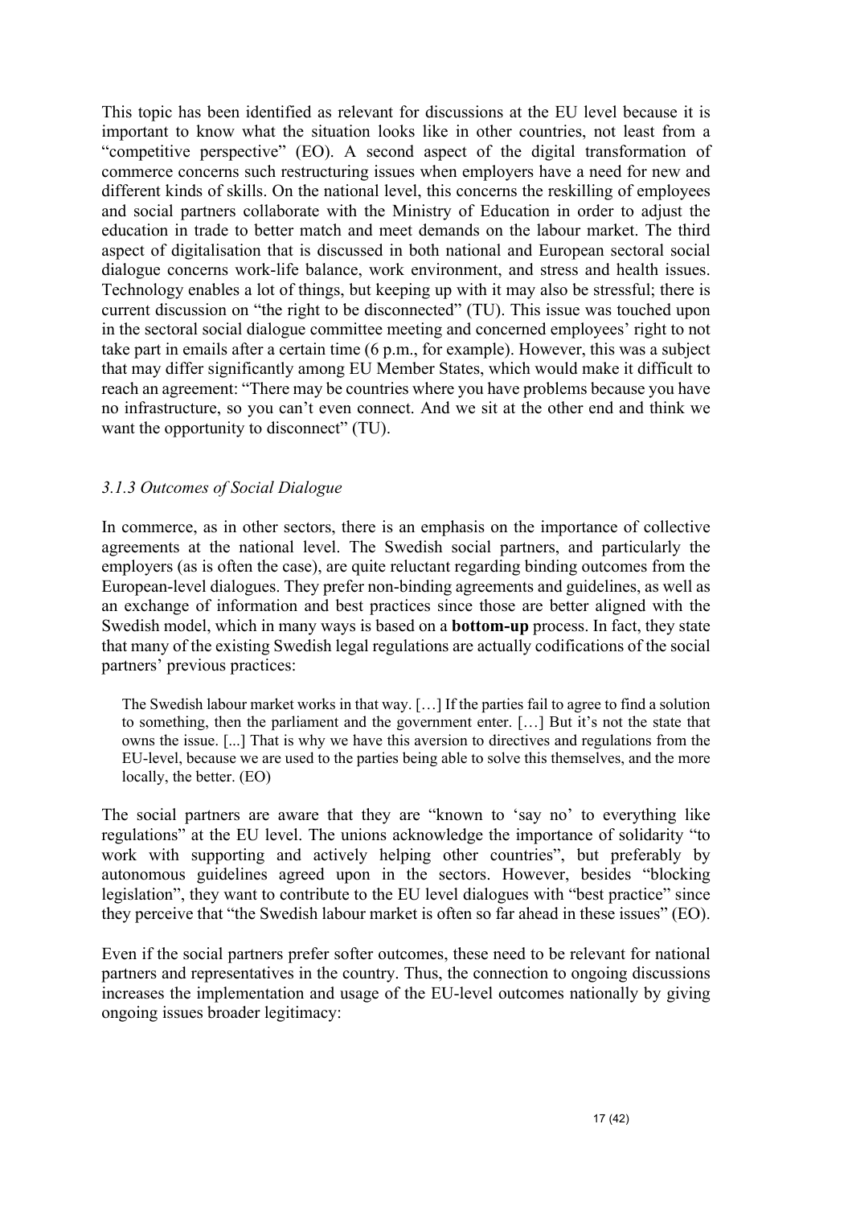This topic has been identified as relevant for discussions at the EU level because it is important to know what the situation looks like in other countries, not least from a "competitive perspective" (EO). A second aspect of the digital transformation of commerce concerns such restructuring issues when employers have a need for new and different kinds of skills. On the national level, this concerns the reskilling of employees and social partners collaborate with the Ministry of Education in order to adjust the education in trade to better match and meet demands on the labour market. The third aspect of digitalisation that is discussed in both national and European sectoral social dialogue concerns work-life balance, work environment, and stress and health issues. Technology enables a lot of things, but keeping up with it may also be stressful; there is current discussion on "the right to be disconnected" (TU). This issue was touched upon in the sectoral social dialogue committee meeting and concerned employees' right to not take part in emails after a certain time (6 p.m., for example). However, this was a subject that may differ significantly among EU Member States, which would make it difficult to reach an agreement: "There may be countries where you have problems because you have no infrastructure, so you can't even connect. And we sit at the other end and think we want the opportunity to disconnect" (TU).

### *3.1.3 Outcomes of Social Dialogue*

In commerce, as in other sectors, there is an emphasis on the importance of collective agreements at the national level. The Swedish social partners, and particularly the employers (as is often the case), are quite reluctant regarding binding outcomes from the European-level dialogues. They prefer non-binding agreements and guidelines, as well as an exchange of information and best practices since those are better aligned with the Swedish model, which in many ways is based on a **bottom-up** process. In fact, they state that many of the existing Swedish legal regulations are actually codifications of the social partners' previous practices:

> The Swedish labour market works in that way. […] If the parties fail to agree to find a solution to something, then the parliament and the government enter. […] But it's not the state that owns the issue. [...] That is why we have this aversion to directives and regulations from the EU-level, because we are used to the parties being able to solve this themselves, and the more locally, the better. (EO)

The social partners are aware that they are "known to 'say no' to everything like regulations" at the EU level. The unions acknowledge the importance of solidarity "to work with supporting and actively helping other countries", but preferably by autonomous guidelines agreed upon in the sectors. However, besides "blocking legislation", they want to contribute to the EU level dialogues with "best practice" since they perceive that "the Swedish labour market is often so far ahead in these issues" (EO).

Even if the social partners prefer softer outcomes, these need to be relevant for national partners and representatives in the country. Thus, the connection to ongoing discussions increases the implementation and usage of the EU-level outcomes nationally by giving ongoing issues broader legitimacy: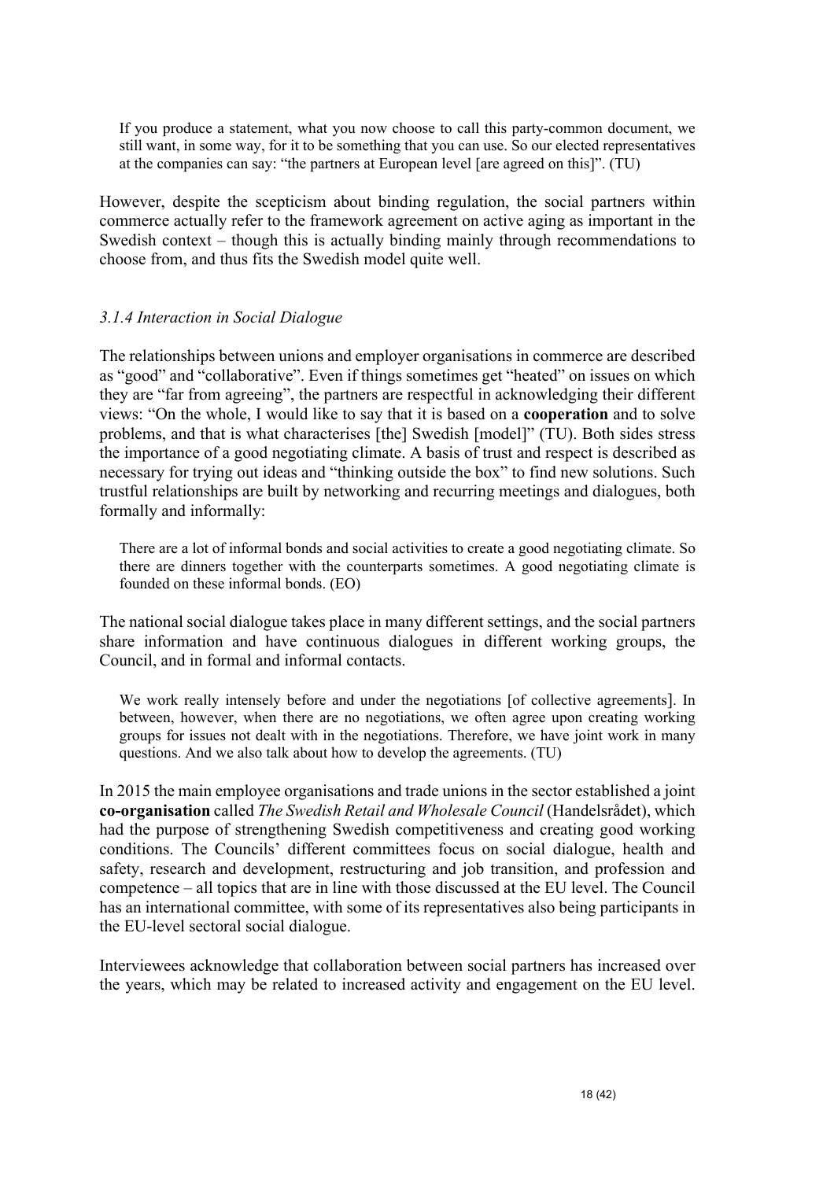> If you produce a statement, what you now choose to call this party-common document, we still want, in some way, for it to be something that you can use. So our elected representatives at the companies can say: "the partners at European level [are agreed on this]". (TU)

However, despite the scepticism about binding regulation, the social partners within commerce actually refer to the framework agreement on active aging as important in the Swedish context – though this is actually binding mainly through recommendations to choose from, and thus fits the Swedish model quite well.

### *3.1.4 Interaction in Social Dialogue*

The relationships between unions and employer organisations in commerce are described as "good" and "collaborative". Even if things sometimes get "heated" on issues on which they are "far from agreeing", the partners are respectful in acknowledging their different views: "On the whole, I would like to say that it is based on a **cooperation** and to solve problems, and that is what characterises [the] Swedish [model]" (TU). Both sides stress the importance of a good negotiating climate. A basis of trust and respect is described as necessary for trying out ideas and "thinking outside the box" to find new solutions. Such trustful relationships are built by networking and recurring meetings and dialogues, both formally and informally:

> There are a lot of informal bonds and social activities to create a good negotiating climate. So there are dinners together with the counterparts sometimes. A good negotiating climate is founded on these informal bonds. (EO)

The national social dialogue takes place in many different settings, and the social partners share information and have continuous dialogues in different working groups, the Council, and in formal and informal contacts.

> We work really intensely before and under the negotiations [of collective agreements]. In between, however, when there are no negotiations, we often agree upon creating working groups for issues not dealt with in the negotiations. Therefore, we have joint work in many questions. And we also talk about how to develop the agreements. (TU)

In 2015 the main employee organisations and trade unions in the sector established a joint **co-organisation** called *The Swedish Retail and Wholesale Council* (Handelsrådet), which had the purpose of strengthening Swedish competitiveness and creating good working conditions. The Councils' different committees focus on social dialogue, health and safety, research and development, restructuring and job transition, and profession and competence – all topics that are in line with those discussed at the EU level. The Council has an international committee, with some of its representatives also being participants in the EU-level sectoral social dialogue.

Interviewees acknowledge that collaboration between social partners has increased over the years, which may be related to increased activity and engagement on the EU level.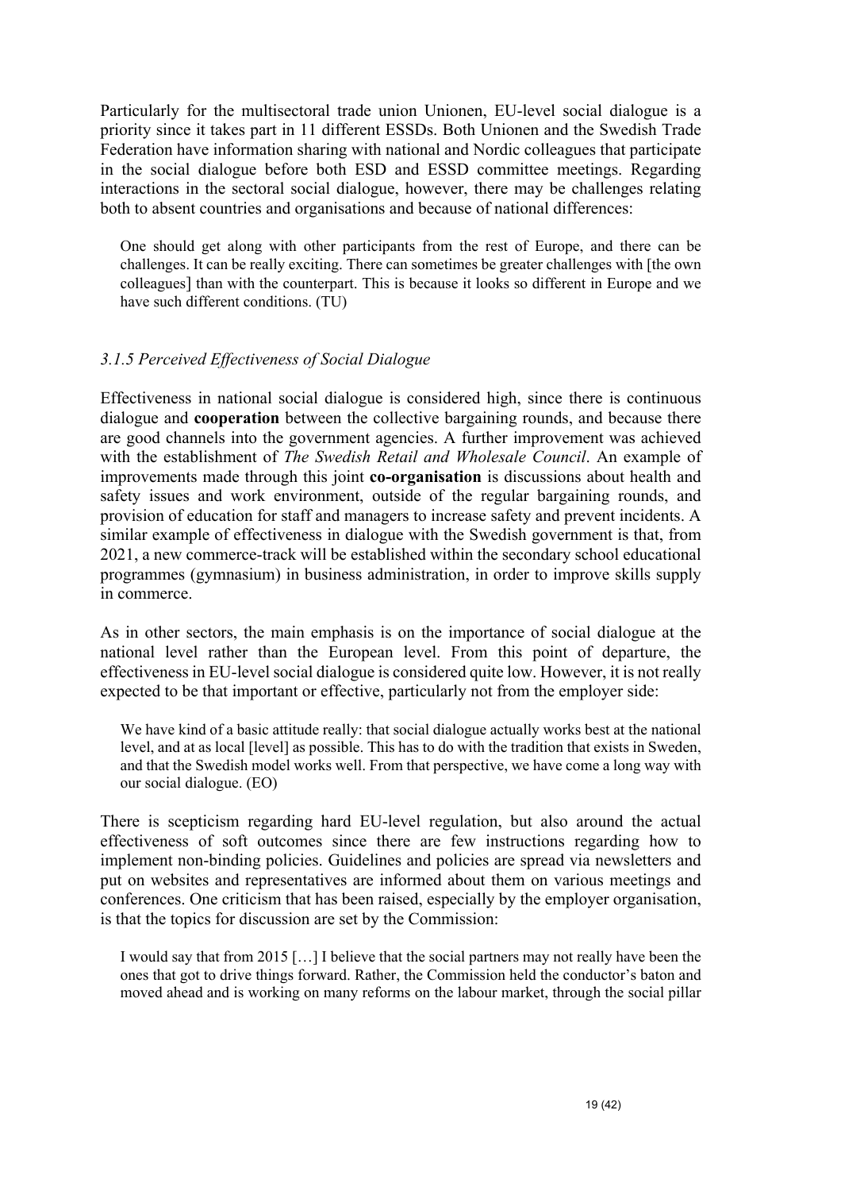Particularly for the multisectoral trade union Unionen, EU-level social dialogue is a priority since it takes part in 11 different ESSDs. Both Unionen and the Swedish Trade Federation have information sharing with national and Nordic colleagues that participate in the social dialogue before both ESD and ESSD committee meetings. Regarding interactions in the sectoral social dialogue, however, there may be challenges relating both to absent countries and organisations and because of national differences:

> One should get along with other participants from the rest of Europe, and there can be challenges. It can be really exciting. There can sometimes be greater challenges with [the own colleagues] than with the counterpart. This is because it looks so different in Europe and we have such different conditions. (TU)

### *3.1.5 Perceived Effectiveness of Social Dialogue*

Effectiveness in national social dialogue is considered high, since there is continuous dialogue and **cooperation** between the collective bargaining rounds, and because there are good channels into the government agencies. A further improvement was achieved with the establishment of *The Swedish Retail and Wholesale Council*. An example of improvements made through this joint **co-organisation** is discussions about health and safety issues and work environment, outside of the regular bargaining rounds, and provision of education for staff and managers to increase safety and prevent incidents. A similar example of effectiveness in dialogue with the Swedish government is that, from 2021, a new commerce-track will be established within the secondary school educational programmes (gymnasium) in business administration, in order to improve skills supply in commerce.

As in other sectors, the main emphasis is on the importance of social dialogue at the national level rather than the European level. From this point of departure, the effectiveness in EU-level social dialogue is considered quite low. However, it is not really expected to be that important or effective, particularly not from the employer side:

> We have kind of a basic attitude really: that social dialogue actually works best at the national level, and at as local [level] as possible. This has to do with the tradition that exists in Sweden, and that the Swedish model works well. From that perspective, we have come a long way with our social dialogue. (EO)

There is scepticism regarding hard EU-level regulation, but also around the actual effectiveness of soft outcomes since there are few instructions regarding how to implement non-binding policies. Guidelines and policies are spread via newsletters and put on websites and representatives are informed about them on various meetings and conferences. One criticism that has been raised, especially by the employer organisation, is that the topics for discussion are set by the Commission:

> I would say that from 2015 […] I believe that the social partners may not really have been the ones that got to drive things forward. Rather, the Commission held the conductor's baton and moved ahead and is working on many reforms on the labour market, through the social pillar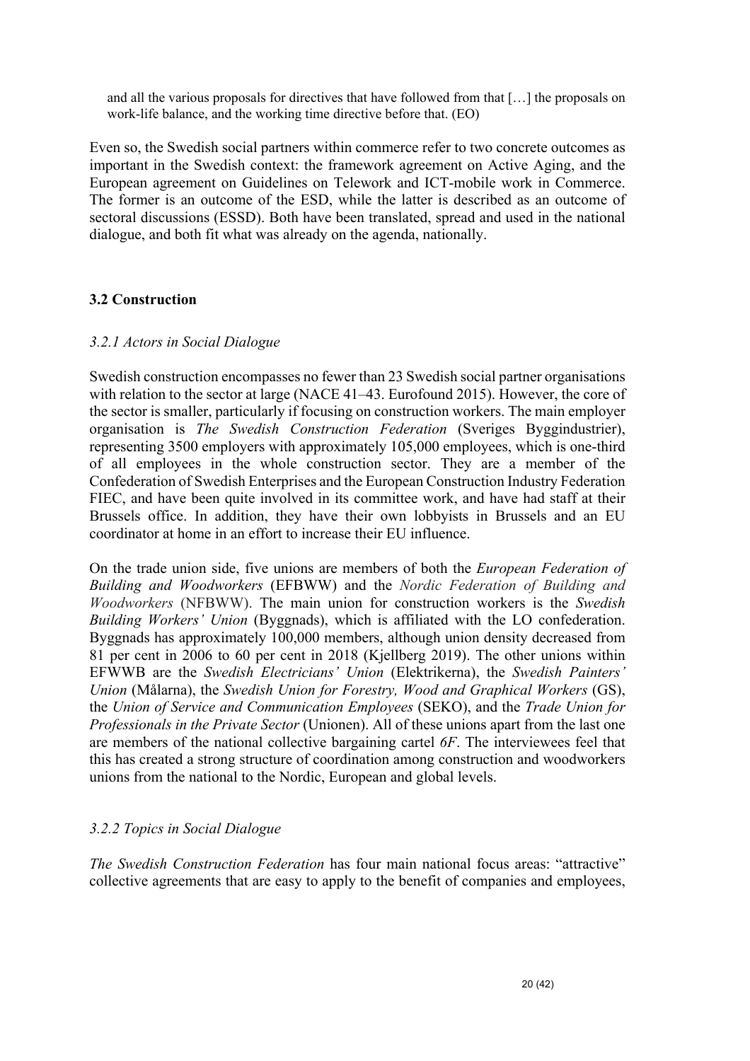> and all the various proposals for directives that have followed from that […] the proposals on work-life balance, and the working time directive before that. (EO)

Even so, the Swedish social partners within commerce refer to two concrete outcomes as important in the Swedish context: the framework agreement on Active Aging, and the European agreement on Guidelines on Telework and ICT-mobile work in Commerce. The former is an outcome of the ESD, while the latter is described as an outcome of sectoral discussions (ESSD). Both have been translated, spread and used in the national dialogue, and both fit what was already on the agenda, nationally.

### 3.2 Construction

#### *3.2.1 Actors in Social Dialogue*

Swedish construction encompasses no fewer than 23 Swedish social partner organisations with relation to the sector at large (NACE 41–43. Eurofound 2015). However, the core of the sector is smaller, particularly if focusing on construction workers. The main employer organisation is *The Swedish Construction Federation* (Sveriges Byggindustrier), representing 3500 employers with approximately 105,000 employees, which is one-third of all employees in the whole construction sector. They are a member of the Confederation of Swedish Enterprises and the European Construction Industry Federation FIEC, and have been quite involved in its committee work, and have had staff at their Brussels office. In addition, they have their own lobbyists in Brussels and an EU coordinator at home in an effort to increase their EU influence.

On the trade union side, five unions are members of both the *European Federation of Building and Woodworkers* (EFBWW) and the *Nordic Federation of Building and Woodworkers* (NFBWW). The main union for construction workers is the *Swedish Building Workers' Union* (Byggnads), which is affiliated with the LO confederation. Byggnads has approximately 100,000 members, although union density decreased from 81 per cent in 2006 to 60 per cent in 2018 (Kjellberg 2019). The other unions within EFWWB are the *Swedish Electricians' Union* (Elektrikerna), the *Swedish Painters' Union* (Målarna), the *Swedish Union for Forestry, Wood and Graphical Workers* (GS), the *Union of Service and Communication Employees* (SEKO), and the *Trade Union for Professionals in the Private Sector* (Unionen). All of these unions apart from the last one are members of the national collective bargaining cartel *6F*. The interviewees feel that this has created a strong structure of coordination among construction and woodworkers unions from the national to the Nordic, European and global levels.

#### *3.2.2 Topics in Social Dialogue*

*The Swedish Construction Federation* has four main national focus areas: "attractive" collective agreements that are easy to apply to the benefit of companies and employees,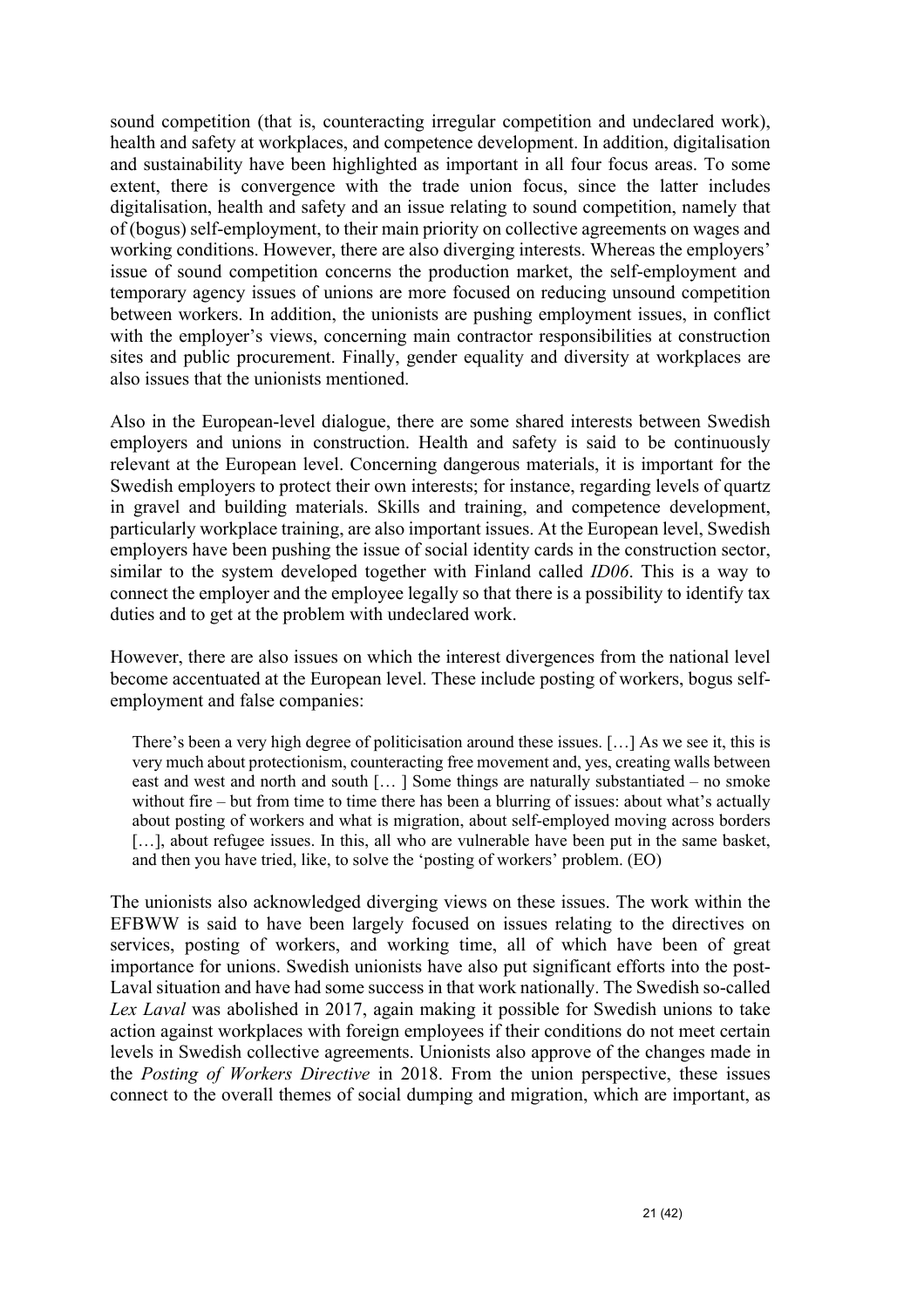sound competition (that is, counteracting irregular competition and undeclared work), health and safety at workplaces, and competence development. In addition, digitalisation and sustainability have been highlighted as important in all four focus areas. To some extent, there is convergence with the trade union focus, since the latter includes digitalisation, health and safety and an issue relating to sound competition, namely that of (bogus) self-employment, to their main priority on collective agreements on wages and working conditions. However, there are also diverging interests. Whereas the employers' issue of sound competition concerns the production market, the self-employment and temporary agency issues of unions are more focused on reducing unsound competition between workers. In addition, the unionists are pushing employment issues, in conflict with the employer's views, concerning main contractor responsibilities at construction sites and public procurement. Finally, gender equality and diversity at workplaces are also issues that the unionists mentioned.

Also in the European-level dialogue, there are some shared interests between Swedish employers and unions in construction. Health and safety is said to be continuously relevant at the European level. Concerning dangerous materials, it is important for the Swedish employers to protect their own interests; for instance, regarding levels of quartz in gravel and building materials. Skills and training, and competence development, particularly workplace training, are also important issues. At the European level, Swedish employers have been pushing the issue of social identity cards in the construction sector, similar to the system developed together with Finland called *ID06*. This is a way to connect the employer and the employee legally so that there is a possibility to identify tax duties and to get at the problem with undeclared work.

However, there are also issues on which the interest divergences from the national level become accentuated at the European level. These include posting of workers, bogus self-employment and false companies:

> There's been a very high degree of politicisation around these issues. […] As we see it, this is very much about protectionism, counteracting free movement and, yes, creating walls between east and west and north and south [… ] Some things are naturally substantiated – no smoke without fire – but from time to time there has been a blurring of issues: about what's actually about posting of workers and what is migration, about self-employed moving across borders […], about refugee issues. In this, all who are vulnerable have been put in the same basket, and then you have tried, like, to solve the 'posting of workers' problem. (EO)

The unionists also acknowledged diverging views on these issues. The work within the EFBWW is said to have been largely focused on issues relating to the directives on services, posting of workers, and working time, all of which have been of great importance for unions. Swedish unionists have also put significant efforts into the post-Laval situation and have had some success in that work nationally. The Swedish so-called *Lex Laval* was abolished in 2017, again making it possible for Swedish unions to take action against workplaces with foreign employees if their conditions do not meet certain levels in Swedish collective agreements. Unionists also approve of the changes made in the *Posting of Workers Directive* in 2018. From the union perspective, these issues connect to the overall themes of social dumping and migration, which are important, as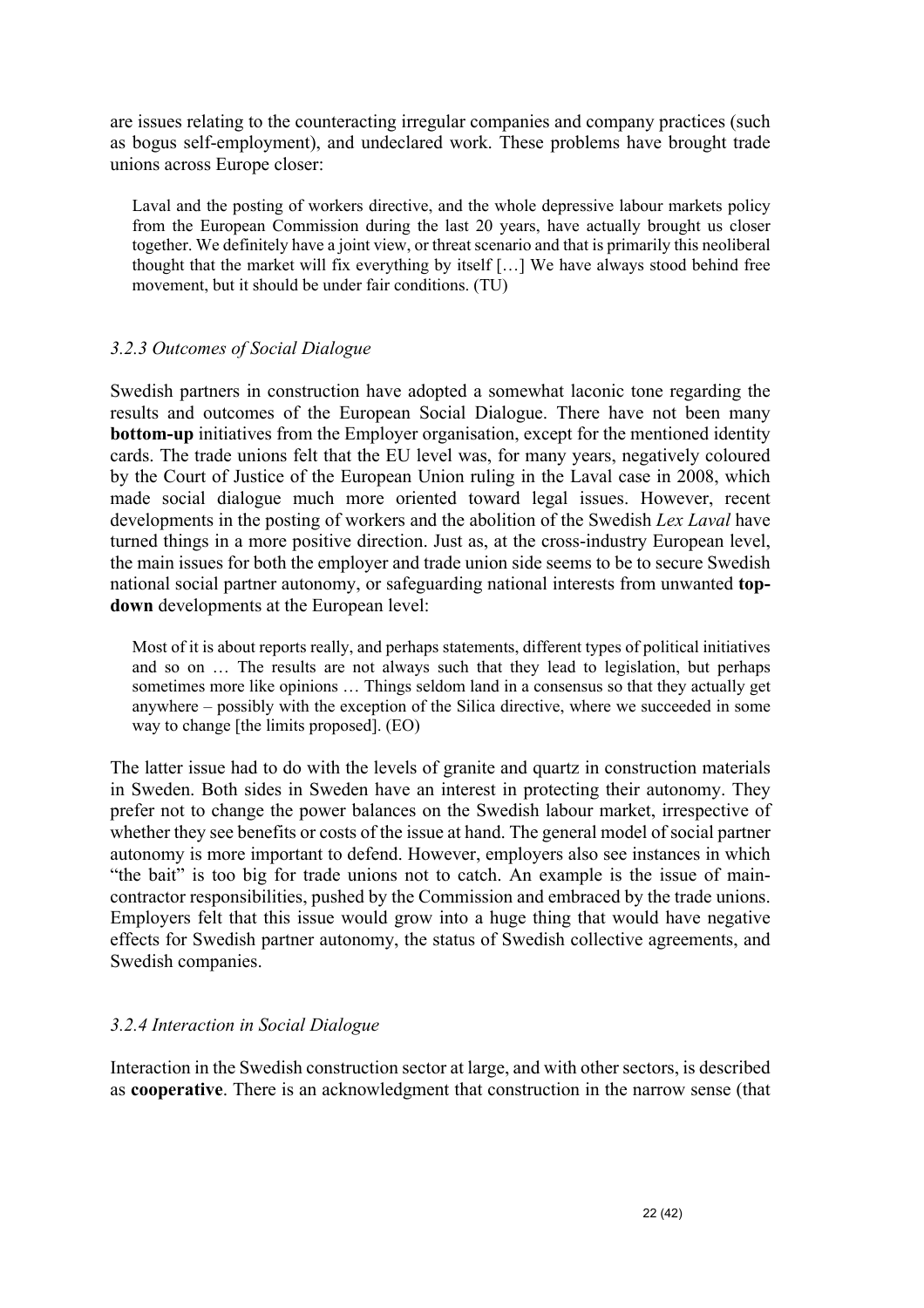are issues relating to the counteracting irregular companies and company practices (such as bogus self-employment), and undeclared work. These problems have brought trade unions across Europe closer:

> Laval and the posting of workers directive, and the whole depressive labour markets policy from the European Commission during the last 20 years, have actually brought us closer together. We definitely have a joint view, or threat scenario and that is primarily this neoliberal thought that the market will fix everything by itself […] We have always stood behind free movement, but it should be under fair conditions. (TU)

### *3.2.3 Outcomes of Social Dialogue*

Swedish partners in construction have adopted a somewhat laconic tone regarding the results and outcomes of the European Social Dialogue. There have not been many **bottom-up** initiatives from the Employer organisation, except for the mentioned identity cards. The trade unions felt that the EU level was, for many years, negatively coloured by the Court of Justice of the European Union ruling in the Laval case in 2008, which made social dialogue much more oriented toward legal issues. However, recent developments in the posting of workers and the abolition of the Swedish *Lex Laval* have turned things in a more positive direction. Just as, at the cross-industry European level, the main issues for both the employer and trade union side seems to be to secure Swedish national social partner autonomy, or safeguarding national interests from unwanted **top-down** developments at the European level:

> Most of it is about reports really, and perhaps statements, different types of political initiatives and so on … The results are not always such that they lead to legislation, but perhaps sometimes more like opinions … Things seldom land in a consensus so that they actually get anywhere – possibly with the exception of the Silica directive, where we succeeded in some way to change [the limits proposed]. (EO)

The latter issue had to do with the levels of granite and quartz in construction materials in Sweden. Both sides in Sweden have an interest in protecting their autonomy. They prefer not to change the power balances on the Swedish labour market, irrespective of whether they see benefits or costs of the issue at hand. The general model of social partner autonomy is more important to defend. However, employers also see instances in which "the bait" is too big for trade unions not to catch. An example is the issue of main-contractor responsibilities, pushed by the Commission and embraced by the trade unions. Employers felt that this issue would grow into a huge thing that would have negative effects for Swedish partner autonomy, the status of Swedish collective agreements, and Swedish companies.

### *3.2.4 Interaction in Social Dialogue*

Interaction in the Swedish construction sector at large, and with other sectors, is described as **cooperative**. There is an acknowledgment that construction in the narrow sense (that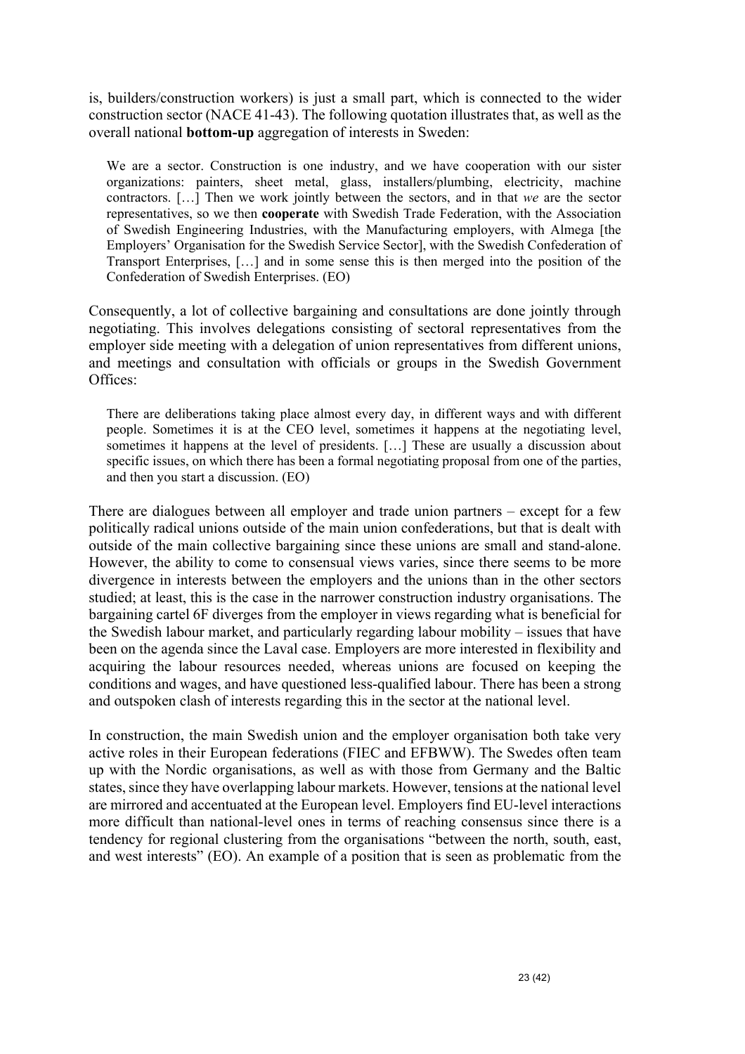is, builders/construction workers) is just a small part, which is connected to the wider construction sector (NACE 41-43). The following quotation illustrates that, as well as the overall national **bottom-up** aggregation of interests in Sweden:

> We are a sector. Construction is one industry, and we have cooperation with our sister organizations: painters, sheet metal, glass, installers/plumbing, electricity, machine contractors. […] Then we work jointly between the sectors, and in that *we* are the sector representatives, so we then **cooperate** with Swedish Trade Federation, with the Association of Swedish Engineering Industries, with the Manufacturing employers, with Almega [the Employers' Organisation for the Swedish Service Sector], with the Swedish Confederation of Transport Enterprises, […] and in some sense this is then merged into the position of the Confederation of Swedish Enterprises. (EO)

Consequently, a lot of collective bargaining and consultations are done jointly through negotiating. This involves delegations consisting of sectoral representatives from the employer side meeting with a delegation of union representatives from different unions, and meetings and consultation with officials or groups in the Swedish Government Offices:

> There are deliberations taking place almost every day, in different ways and with different people. Sometimes it is at the CEO level, sometimes it happens at the negotiating level, sometimes it happens at the level of presidents. […] These are usually a discussion about specific issues, on which there has been a formal negotiating proposal from one of the parties, and then you start a discussion. (EO)

There are dialogues between all employer and trade union partners – except for a few politically radical unions outside of the main union confederations, but that is dealt with outside of the main collective bargaining since these unions are small and stand-alone. However, the ability to come to consensual views varies, since there seems to be more divergence in interests between the employers and the unions than in the other sectors studied; at least, this is the case in the narrower construction industry organisations. The bargaining cartel 6F diverges from the employer in views regarding what is beneficial for the Swedish labour market, and particularly regarding labour mobility – issues that have been on the agenda since the Laval case. Employers are more interested in flexibility and acquiring the labour resources needed, whereas unions are focused on keeping the conditions and wages, and have questioned less-qualified labour. There has been a strong and outspoken clash of interests regarding this in the sector at the national level.

In construction, the main Swedish union and the employer organisation both take very active roles in their European federations (FIEC and EFBWW). The Swedes often team up with the Nordic organisations, as well as with those from Germany and the Baltic states, since they have overlapping labour markets. However, tensions at the national level are mirrored and accentuated at the European level. Employers find EU-level interactions more difficult than national-level ones in terms of reaching consensus since there is a tendency for regional clustering from the organisations "between the north, south, east, and west interests" (EO). An example of a position that is seen as problematic from the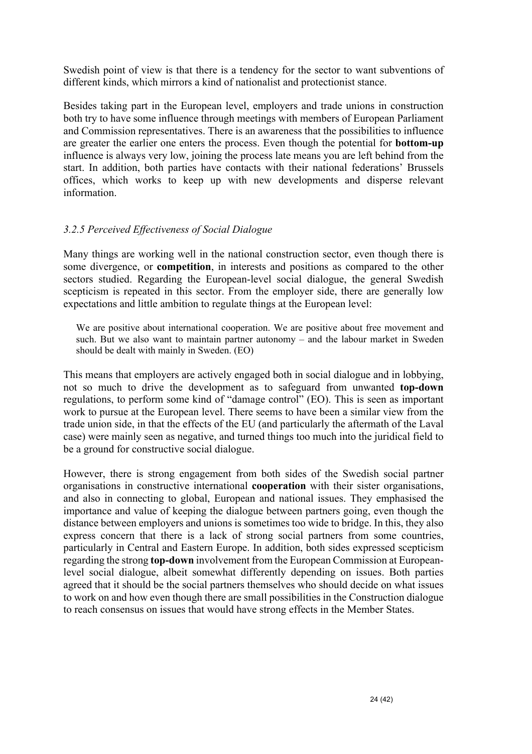Swedish point of view is that there is a tendency for the sector to want subventions of different kinds, which mirrors a kind of nationalist and protectionist stance.

Besides taking part in the European level, employers and trade unions in construction both try to have some influence through meetings with members of European Parliament and Commission representatives. There is an awareness that the possibilities to influence are greater the earlier one enters the process. Even though the potential for **bottom-up** influence is always very low, joining the process late means you are left behind from the start. In addition, both parties have contacts with their national federations' Brussels offices, which works to keep up with new developments and disperse relevant information.

### *3.2.5 Perceived Effectiveness of Social Dialogue*

Many things are working well in the national construction sector, even though there is some divergence, or **competition**, in interests and positions as compared to the other sectors studied. Regarding the European-level social dialogue, the general Swedish scepticism is repeated in this sector. From the employer side, there are generally low expectations and little ambition to regulate things at the European level:

> We are positive about international cooperation. We are positive about free movement and such. But we also want to maintain partner autonomy – and the labour market in Sweden should be dealt with mainly in Sweden. (EO)

This means that employers are actively engaged both in social dialogue and in lobbying, not so much to drive the development as to safeguard from unwanted **top-down** regulations, to perform some kind of "damage control" (EO). This is seen as important work to pursue at the European level. There seems to have been a similar view from the trade union side, in that the effects of the EU (and particularly the aftermath of the Laval case) were mainly seen as negative, and turned things too much into the juridical field to be a ground for constructive social dialogue.

However, there is strong engagement from both sides of the Swedish social partner organisations in constructive international **cooperation** with their sister organisations, and also in connecting to global, European and national issues. They emphasised the importance and value of keeping the dialogue between partners going, even though the distance between employers and unions is sometimes too wide to bridge. In this, they also express concern that there is a lack of strong social partners from some countries, particularly in Central and Eastern Europe. In addition, both sides expressed scepticism regarding the strong **top-down** involvement from the European Commission at European-level social dialogue, albeit somewhat differently depending on issues. Both parties agreed that it should be the social partners themselves who should decide on what issues to work on and how even though there are small possibilities in the Construction dialogue to reach consensus on issues that would have strong effects in the Member States.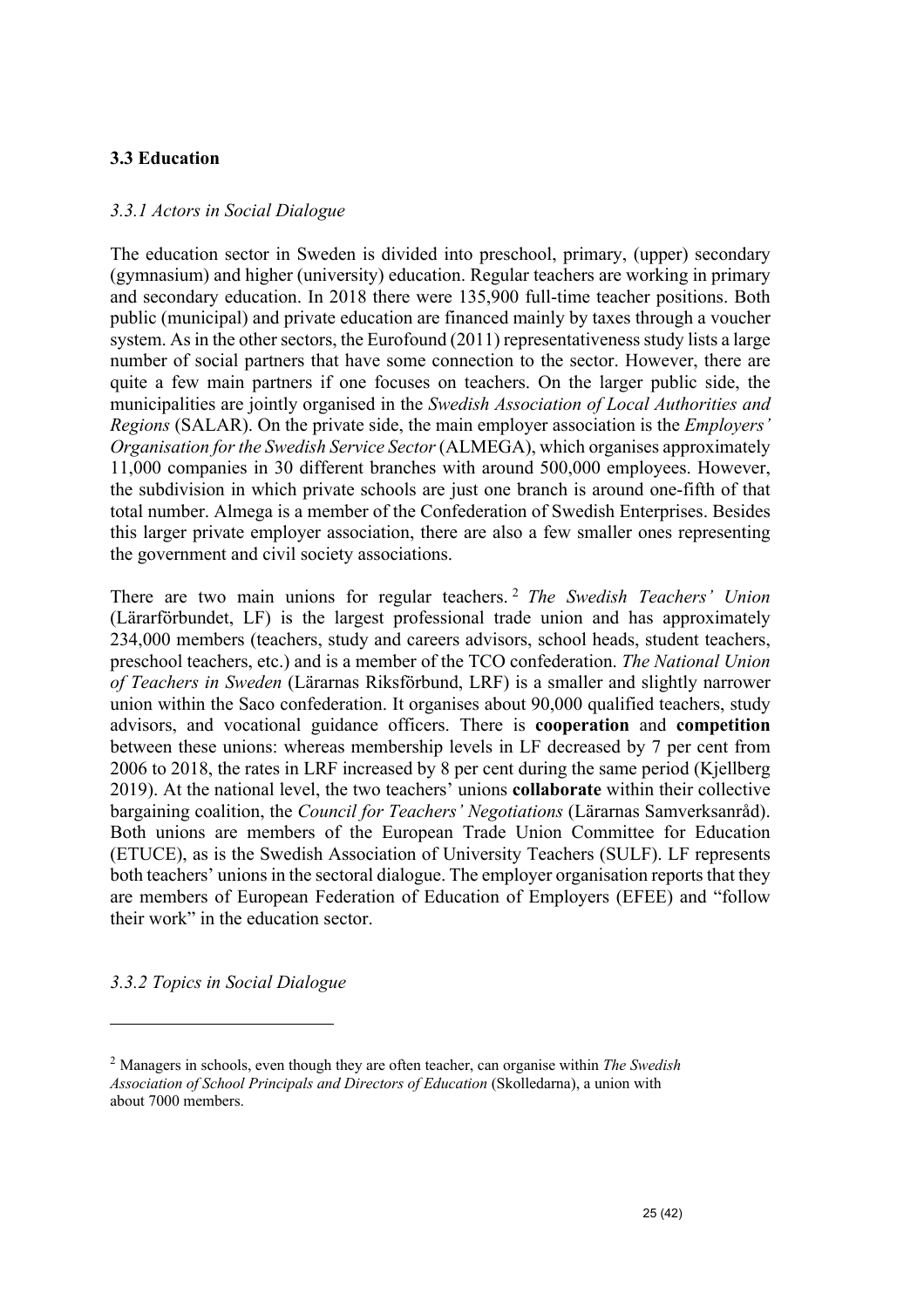### 3.3 Education

#### *3.3.1 Actors in Social Dialogue*

The education sector in Sweden is divided into preschool, primary, (upper) secondary (gymnasium) and higher (university) education. Regular teachers are working in primary and secondary education. In 2018 there were 135,900 full-time teacher positions. Both public (municipal) and private education are financed mainly by taxes through a voucher system. As in the other sectors, the Eurofound (2011) representativeness study lists a large number of social partners that have some connection to the sector. However, there are quite a few main partners if one focuses on teachers. On the larger public side, the municipalities are jointly organised in the *Swedish Association of Local Authorities and Regions* (SALAR). On the private side, the main employer association is the *Employers' Organisation for the Swedish Service Sector* (ALMEGA), which organises approximately 11,000 companies in 30 different branches with around 500,000 employees. However, the subdivision in which private schools are just one branch is around one-fifth of that total number. Almega is a member of the Confederation of Swedish Enterprises. Besides this larger private employer association, there are also a few smaller ones representing the government and civil society associations.

There are two main unions for regular teachers.[2] *The Swedish Teachers' Union* (Lärarförbundet, LF) is the largest professional trade union and has approximately 234,000 members (teachers, study and careers advisors, school heads, student teachers, preschool teachers, etc.) and is a member of the TCO confederation. *The National Union of Teachers in Sweden* (Lärarnas Riksförbund, LRF) is a smaller and slightly narrower union within the Saco confederation. It organises about 90,000 qualified teachers, study advisors, and vocational guidance officers. There is **cooperation** and **competition** between these unions: whereas membership levels in LF decreased by 7 per cent from 2006 to 2018, the rates in LRF increased by 8 per cent during the same period (Kjellberg 2019). At the national level, the two teachers' unions **collaborate** within their collective bargaining coalition, the *Council for Teachers' Negotiations* (Lärarnas Samverksanråd). Both unions are members of the European Trade Union Committee for Education (ETUCE), as is the Swedish Association of University Teachers (SULF). LF represents both teachers' unions in the sectoral dialogue. The employer organisation reports that they are members of European Federation of Education of Employers (EFEE) and "follow their work" in the education sector.

#### *3.3.2 Topics in Social Dialogue*

---

[2] Managers in schools, even though they are often teacher, can organise within *The Swedish Association of School Principals and Directors of Education* (Skolledarna), a union with about 7000 members.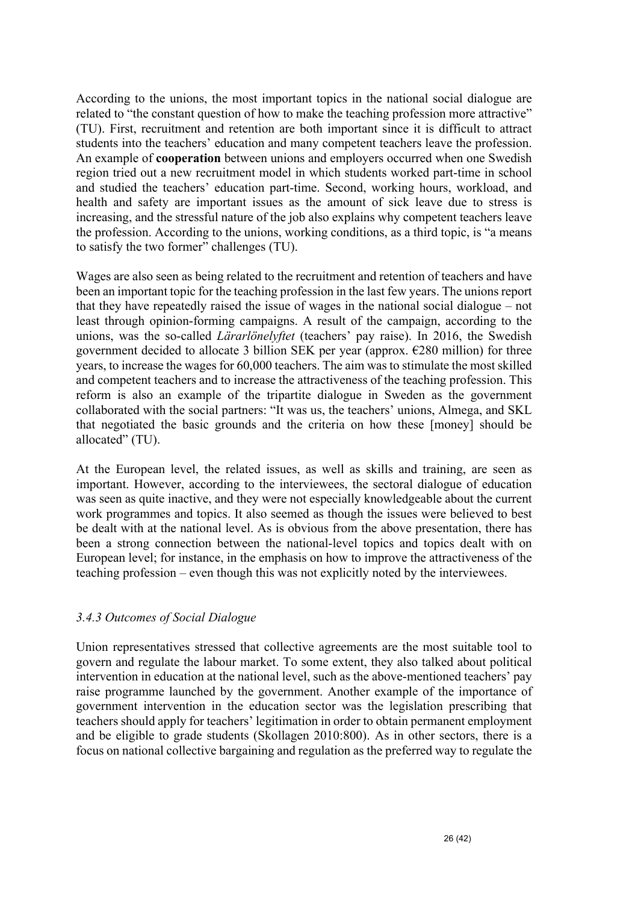According to the unions, the most important topics in the national social dialogue are related to "the constant question of how to make the teaching profession more attractive" (TU). First, recruitment and retention are both important since it is difficult to attract students into the teachers' education and many competent teachers leave the profession. An example of **cooperation** between unions and employers occurred when one Swedish region tried out a new recruitment model in which students worked part-time in school and studied the teachers' education part-time. Second, working hours, workload, and health and safety are important issues as the amount of sick leave due to stress is increasing, and the stressful nature of the job also explains why competent teachers leave the profession. According to the unions, working conditions, as a third topic, is "a means to satisfy the two former" challenges (TU).

Wages are also seen as being related to the recruitment and retention of teachers and have been an important topic for the teaching profession in the last few years. The unions report that they have repeatedly raised the issue of wages in the national social dialogue – not least through opinion-forming campaigns. A result of the campaign, according to the unions, was the so-called *Lärarlönelyftet* (teachers' pay raise). In 2016, the Swedish government decided to allocate 3 billion SEK per year (approx. €280 million) for three years, to increase the wages for 60,000 teachers. The aim was to stimulate the most skilled and competent teachers and to increase the attractiveness of the teaching profession. This reform is also an example of the tripartite dialogue in Sweden as the government collaborated with the social partners: "It was us, the teachers' unions, Almega, and SKL that negotiated the basic grounds and the criteria on how these [money] should be allocated" (TU).

At the European level, the related issues, as well as skills and training, are seen as important. However, according to the interviewees, the sectoral dialogue of education was seen as quite inactive, and they were not especially knowledgeable about the current work programmes and topics. It also seemed as though the issues were believed to best be dealt with at the national level. As is obvious from the above presentation, there has been a strong connection between the national-level topics and topics dealt with on European level; for instance, in the emphasis on how to improve the attractiveness of the teaching profession – even though this was not explicitly noted by the interviewees.

### *3.4.3 Outcomes of Social Dialogue*

Union representatives stressed that collective agreements are the most suitable tool to govern and regulate the labour market. To some extent, they also talked about political intervention in education at the national level, such as the above-mentioned teachers' pay raise programme launched by the government. Another example of the importance of government intervention in the education sector was the legislation prescribing that teachers should apply for teachers' legitimation in order to obtain permanent employment and be eligible to grade students (Skollagen 2010:800). As in other sectors, there is a focus on national collective bargaining and regulation as the preferred way to regulate the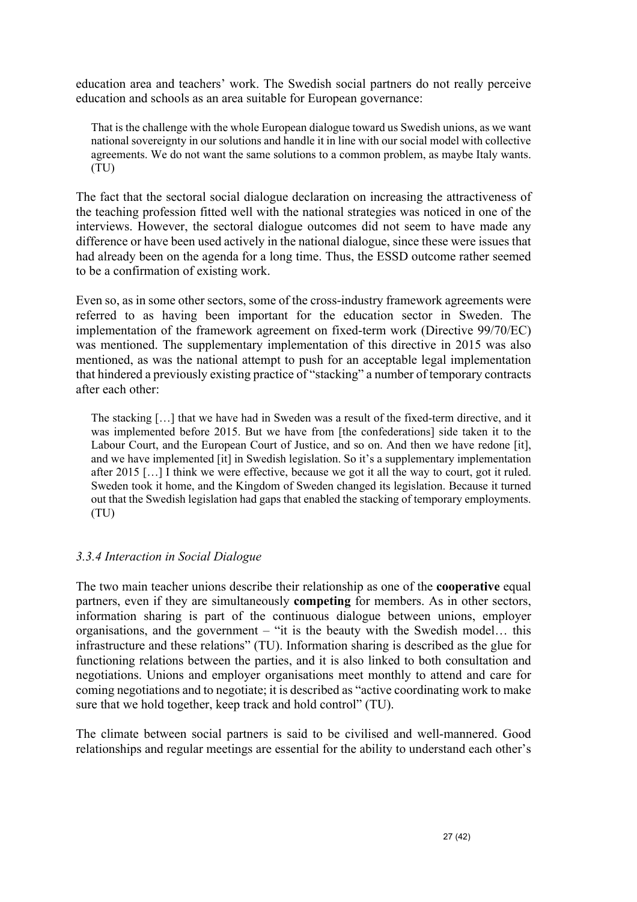education area and teachers' work. The Swedish social partners do not really perceive education and schools as an area suitable for European governance:

> That is the challenge with the whole European dialogue toward us Swedish unions, as we want national sovereignty in our solutions and handle it in line with our social model with collective agreements. We do not want the same solutions to a common problem, as maybe Italy wants. (TU)

The fact that the sectoral social dialogue declaration on increasing the attractiveness of the teaching profession fitted well with the national strategies was noticed in one of the interviews. However, the sectoral dialogue outcomes did not seem to have made any difference or have been used actively in the national dialogue, since these were issues that had already been on the agenda for a long time. Thus, the ESSD outcome rather seemed to be a confirmation of existing work.

Even so, as in some other sectors, some of the cross-industry framework agreements were referred to as having been important for the education sector in Sweden. The implementation of the framework agreement on fixed-term work (Directive 99/70/EC) was mentioned. The supplementary implementation of this directive in 2015 was also mentioned, as was the national attempt to push for an acceptable legal implementation that hindered a previously existing practice of "stacking" a number of temporary contracts after each other:

> The stacking […] that we have had in Sweden was a result of the fixed-term directive, and it was implemented before 2015. But we have from [the confederations] side taken it to the Labour Court, and the European Court of Justice, and so on. And then we have redone [it], and we have implemented [it] in Swedish legislation. So it's a supplementary implementation after 2015 […] I think we were effective, because we got it all the way to court, got it ruled. Sweden took it home, and the Kingdom of Sweden changed its legislation. Because it turned out that the Swedish legislation had gaps that enabled the stacking of temporary employments. (TU)

### *3.3.4 Interaction in Social Dialogue*

The two main teacher unions describe their relationship as one of the **cooperative** equal partners, even if they are simultaneously **competing** for members. As in other sectors, information sharing is part of the continuous dialogue between unions, employer organisations, and the government – "it is the beauty with the Swedish model… this infrastructure and these relations" (TU). Information sharing is described as the glue for functioning relations between the parties, and it is also linked to both consultation and negotiations. Unions and employer organisations meet monthly to attend and care for coming negotiations and to negotiate; it is described as "active coordinating work to make sure that we hold together, keep track and hold control" (TU).

The climate between social partners is said to be civilised and well-mannered. Good relationships and regular meetings are essential for the ability to understand each other's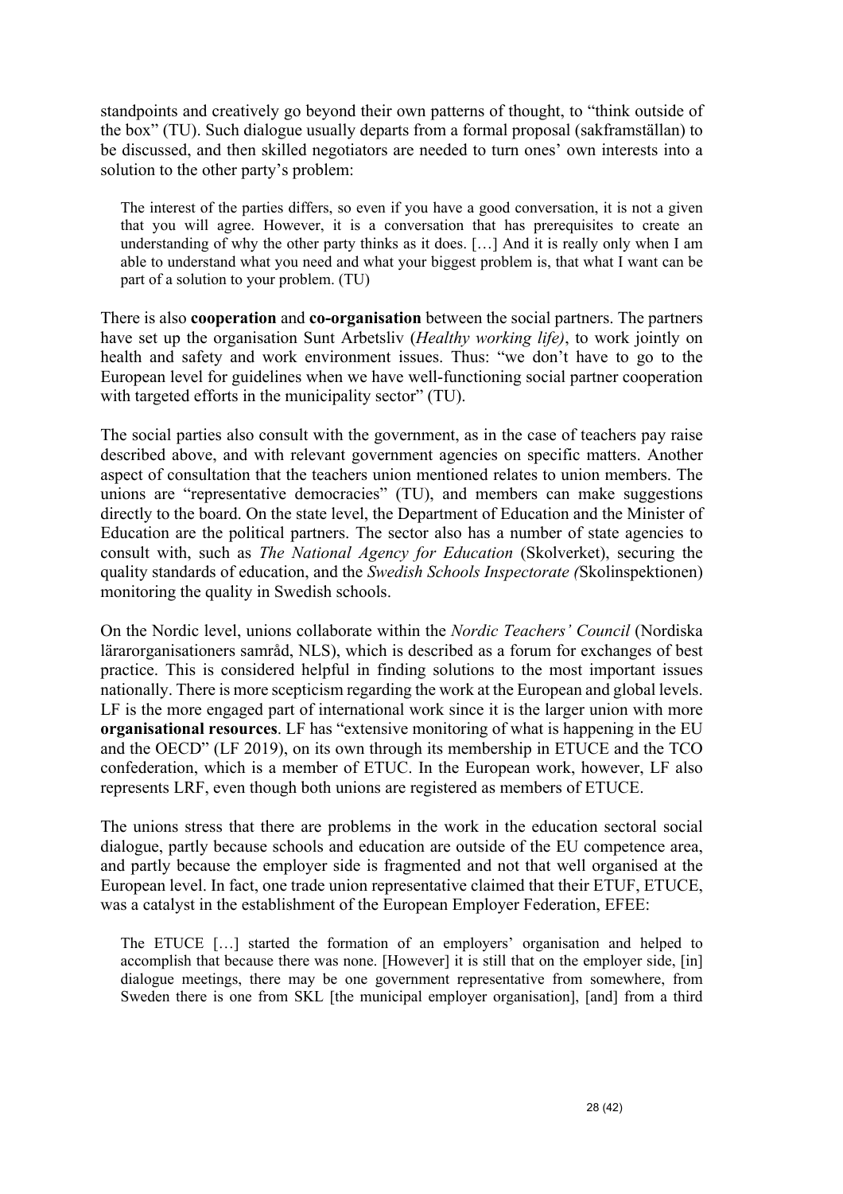standpoints and creatively go beyond their own patterns of thought, to "think outside of the box" (TU). Such dialogue usually departs from a formal proposal (sakframställan) to be discussed, and then skilled negotiators are needed to turn ones' own interests into a solution to the other party's problem:

> The interest of the parties differs, so even if you have a good conversation, it is not a given that you will agree. However, it is a conversation that has prerequisites to create an understanding of why the other party thinks as it does. […] And it is really only when I am able to understand what you need and what your biggest problem is, that what I want can be part of a solution to your problem. (TU)

There is also **cooperation** and **co-organisation** between the social partners. The partners have set up the organisation Sunt Arbetsliv (*Healthy working life)*, to work jointly on health and safety and work environment issues. Thus: "we don't have to go to the European level for guidelines when we have well-functioning social partner cooperation with targeted efforts in the municipality sector" (TU).

The social parties also consult with the government, as in the case of teachers pay raise described above, and with relevant government agencies on specific matters. Another aspect of consultation that the teachers union mentioned relates to union members. The unions are "representative democracies" (TU), and members can make suggestions directly to the board. On the state level, the Department of Education and the Minister of Education are the political partners. The sector also has a number of state agencies to consult with, such as *The National Agency for Education* (Skolverket), securing the quality standards of education, and the *Swedish Schools Inspectorate (*Skolinspektionen) monitoring the quality in Swedish schools.

On the Nordic level, unions collaborate within the *Nordic Teachers' Council* (Nordiska lärarorganisationers samråd, NLS), which is described as a forum for exchanges of best practice. This is considered helpful in finding solutions to the most important issues nationally. There is more scepticism regarding the work at the European and global levels. LF is the more engaged part of international work since it is the larger union with more **organisational resources**. LF has "extensive monitoring of what is happening in the EU and the OECD" (LF 2019), on its own through its membership in ETUCE and the TCO confederation, which is a member of ETUC. In the European work, however, LF also represents LRF, even though both unions are registered as members of ETUCE.

The unions stress that there are problems in the work in the education sectoral social dialogue, partly because schools and education are outside of the EU competence area, and partly because the employer side is fragmented and not that well organised at the European level. In fact, one trade union representative claimed that their ETUF, ETUCE, was a catalyst in the establishment of the European Employer Federation, EFEE:

> The ETUCE […] started the formation of an employers' organisation and helped to accomplish that because there was none. [However] it is still that on the employer side, [in] dialogue meetings, there may be one government representative from somewhere, from Sweden there is one from SKL [the municipal employer organisation], [and] from a third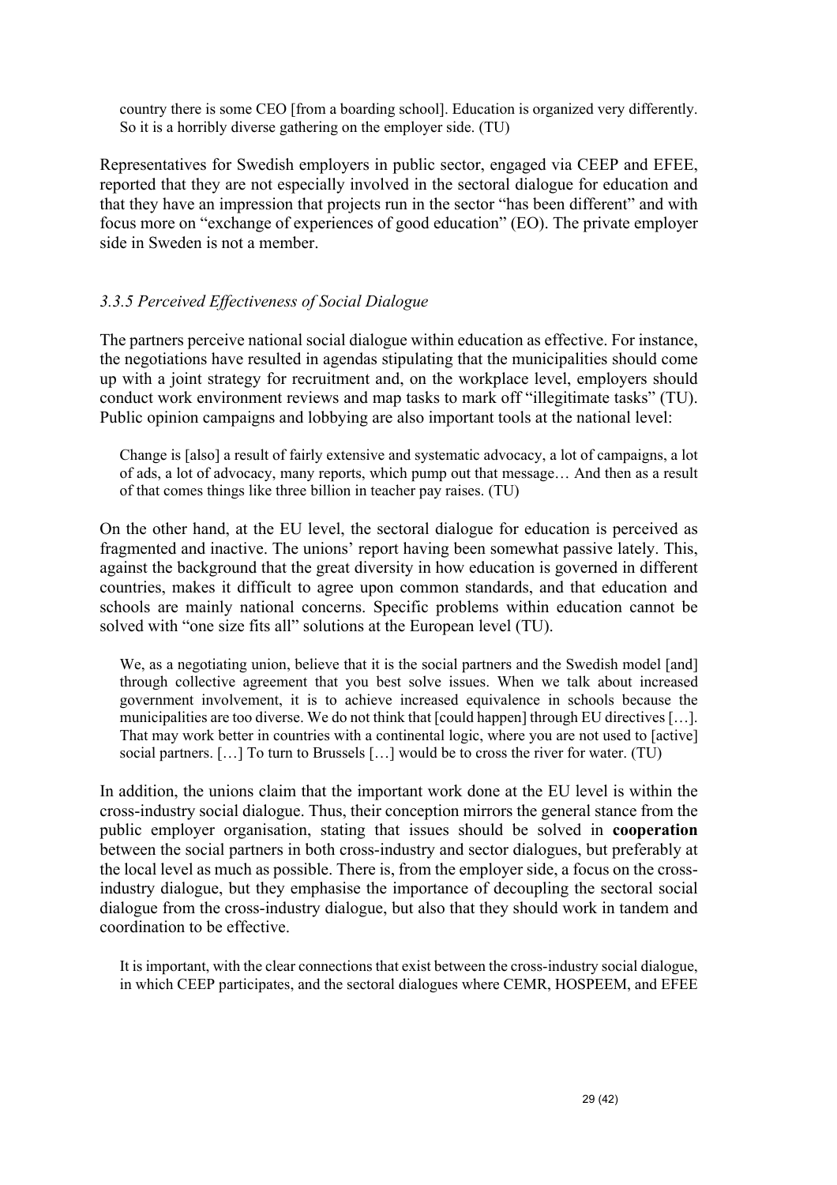country there is some CEO [from a boarding school]. Education is organized very differently. So it is a horribly diverse gathering on the employer side. (TU)

Representatives for Swedish employers in public sector, engaged via CEEP and EFEE, reported that they are not especially involved in the sectoral dialogue for education and that they have an impression that projects run in the sector "has been different" and with focus more on "exchange of experiences of good education" (EO). The private employer side in Sweden is not a member.

### *3.3.5 Perceived Effectiveness of Social Dialogue*

The partners perceive national social dialogue within education as effective. For instance, the negotiations have resulted in agendas stipulating that the municipalities should come up with a joint strategy for recruitment and, on the workplace level, employers should conduct work environment reviews and map tasks to mark off "illegitimate tasks" (TU). Public opinion campaigns and lobbying are also important tools at the national level:

> Change is [also] a result of fairly extensive and systematic advocacy, a lot of campaigns, a lot of ads, a lot of advocacy, many reports, which pump out that message… And then as a result of that comes things like three billion in teacher pay raises. (TU)

On the other hand, at the EU level, the sectoral dialogue for education is perceived as fragmented and inactive. The unions' report having been somewhat passive lately. This, against the background that the great diversity in how education is governed in different countries, makes it difficult to agree upon common standards, and that education and schools are mainly national concerns. Specific problems within education cannot be solved with "one size fits all" solutions at the European level (TU).

> We, as a negotiating union, believe that it is the social partners and the Swedish model [and] through collective agreement that you best solve issues. When we talk about increased government involvement, it is to achieve increased equivalence in schools because the municipalities are too diverse. We do not think that [could happen] through EU directives […]. That may work better in countries with a continental logic, where you are not used to [active] social partners. […] To turn to Brussels […] would be to cross the river for water. (TU)

In addition, the unions claim that the important work done at the EU level is within the cross-industry social dialogue. Thus, their conception mirrors the general stance from the public employer organisation, stating that issues should be solved in **cooperation** between the social partners in both cross-industry and sector dialogues, but preferably at the local level as much as possible. There is, from the employer side, a focus on the cross-industry dialogue, but they emphasise the importance of decoupling the sectoral social dialogue from the cross-industry dialogue, but also that they should work in tandem and coordination to be effective.

> It is important, with the clear connections that exist between the cross-industry social dialogue, in which CEEP participates, and the sectoral dialogues where CEMR, HOSPEEM, and EFEE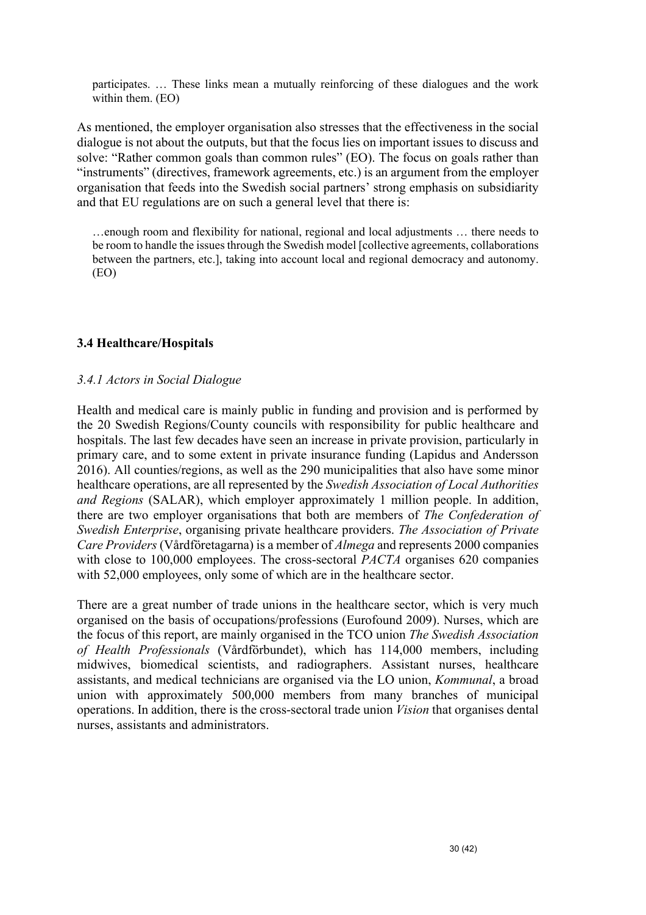> participates. … These links mean a mutually reinforcing of these dialogues and the work within them. (EO)

As mentioned, the employer organisation also stresses that the effectiveness in the social dialogue is not about the outputs, but that the focus lies on important issues to discuss and solve: "Rather common goals than common rules" (EO). The focus on goals rather than "instruments" (directives, framework agreements, etc.) is an argument from the employer organisation that feeds into the Swedish social partners' strong emphasis on subsidiarity and that EU regulations are on such a general level that there is:

> …enough room and flexibility for national, regional and local adjustments … there needs to be room to handle the issues through the Swedish model [collective agreements, collaborations between the partners, etc.], taking into account local and regional democracy and autonomy. (EO)

### 3.4 Healthcare/Hospitals

#### *3.4.1 Actors in Social Dialogue*

Health and medical care is mainly public in funding and provision and is performed by the 20 Swedish Regions/County councils with responsibility for public healthcare and hospitals. The last few decades have seen an increase in private provision, particularly in primary care, and to some extent in private insurance funding (Lapidus and Andersson 2016). All counties/regions, as well as the 290 municipalities that also have some minor healthcare operations, are all represented by the *Swedish Association of Local Authorities and Regions* (SALAR), which employer approximately 1 million people. In addition, there are two employer organisations that both are members of *The Confederation of Swedish Enterprise*, organising private healthcare providers. *The Association of Private Care Providers* (Vårdföretagarna) is a member of *Almega* and represents 2000 companies with close to 100,000 employees. The cross-sectoral *PACTA* organises 620 companies with 52,000 employees, only some of which are in the healthcare sector.

There are a great number of trade unions in the healthcare sector, which is very much organised on the basis of occupations/professions (Eurofound 2009). Nurses, which are the focus of this report, are mainly organised in the TCO union *The Swedish Association of Health Professionals* (Vårdförbundet), which has 114,000 members, including midwives, biomedical scientists, and radiographers. Assistant nurses, healthcare assistants, and medical technicians are organised via the LO union, *Kommunal*, a broad union with approximately 500,000 members from many branches of municipal operations. In addition, there is the cross-sectoral trade union *Vision* that organises dental nurses, assistants and administrators.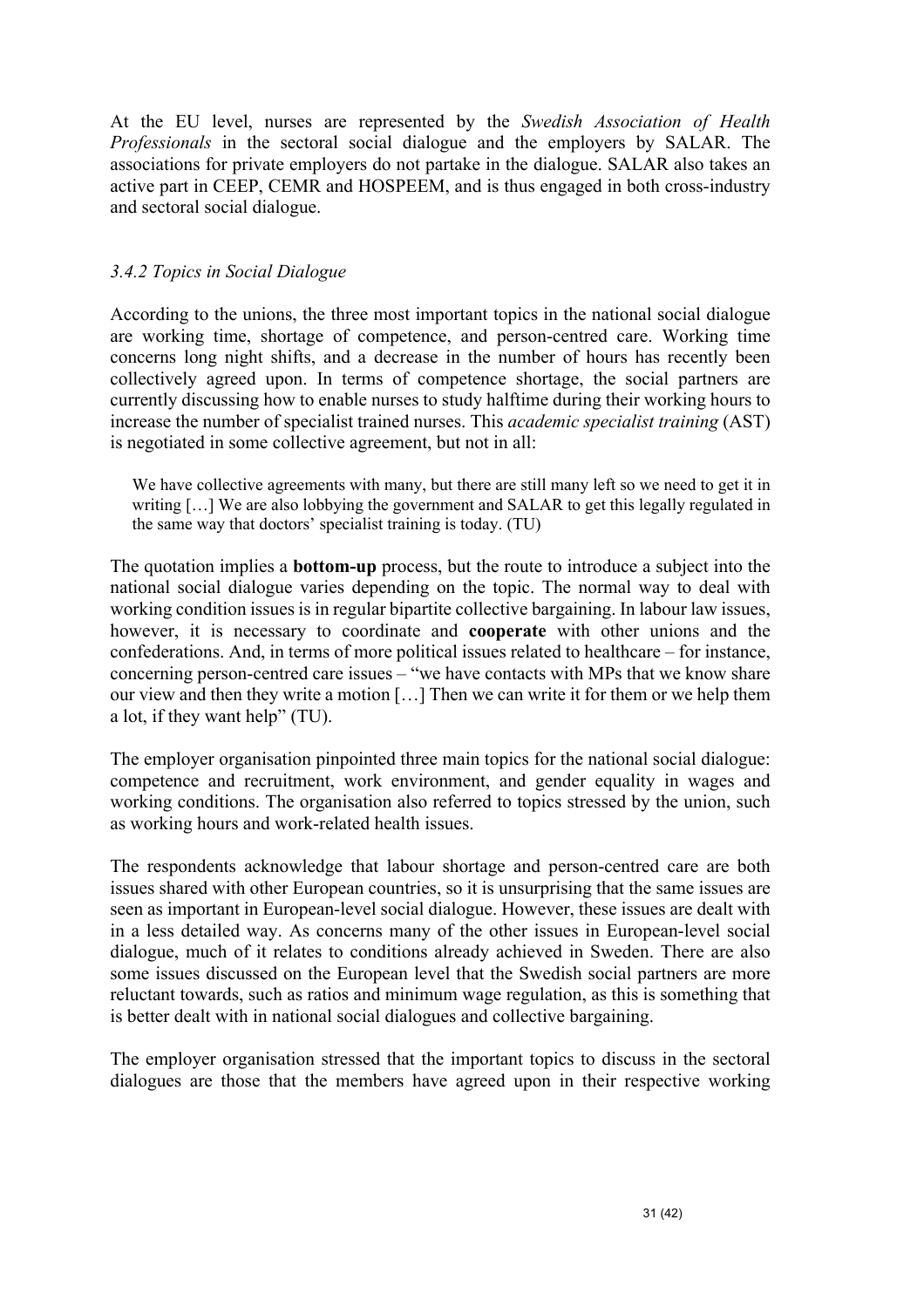At the EU level, nurses are represented by the *Swedish Association of Health Professionals* in the sectoral social dialogue and the employers by SALAR. The associations for private employers do not partake in the dialogue. SALAR also takes an active part in CEEP, CEMR and HOSPEEM, and is thus engaged in both cross-industry and sectoral social dialogue.

### *3.4.2 Topics in Social Dialogue*

According to the unions, the three most important topics in the national social dialogue are working time, shortage of competence, and person-centred care. Working time concerns long night shifts, and a decrease in the number of hours has recently been collectively agreed upon. In terms of competence shortage, the social partners are currently discussing how to enable nurses to study halftime during their working hours to increase the number of specialist trained nurses. This *academic specialist training* (AST) is negotiated in some collective agreement, but not in all:

> We have collective agreements with many, but there are still many left so we need to get it in writing […] We are also lobbying the government and SALAR to get this legally regulated in the same way that doctors' specialist training is today. (TU)

The quotation implies a **bottom-up** process, but the route to introduce a subject into the national social dialogue varies depending on the topic. The normal way to deal with working condition issues is in regular bipartite collective bargaining. In labour law issues, however, it is necessary to coordinate and **cooperate** with other unions and the confederations. And, in terms of more political issues related to healthcare – for instance, concerning person-centred care issues – "we have contacts with MPs that we know share our view and then they write a motion […] Then we can write it for them or we help them a lot, if they want help" (TU).

The employer organisation pinpointed three main topics for the national social dialogue: competence and recruitment, work environment, and gender equality in wages and working conditions. The organisation also referred to topics stressed by the union, such as working hours and work-related health issues.

The respondents acknowledge that labour shortage and person-centred care are both issues shared with other European countries, so it is unsurprising that the same issues are seen as important in European-level social dialogue. However, these issues are dealt with in a less detailed way. As concerns many of the other issues in European-level social dialogue, much of it relates to conditions already achieved in Sweden. There are also some issues discussed on the European level that the Swedish social partners are more reluctant towards, such as ratios and minimum wage regulation, as this is something that is better dealt with in national social dialogues and collective bargaining.

The employer organisation stressed that the important topics to discuss in the sectoral dialogues are those that the members have agreed upon in their respective working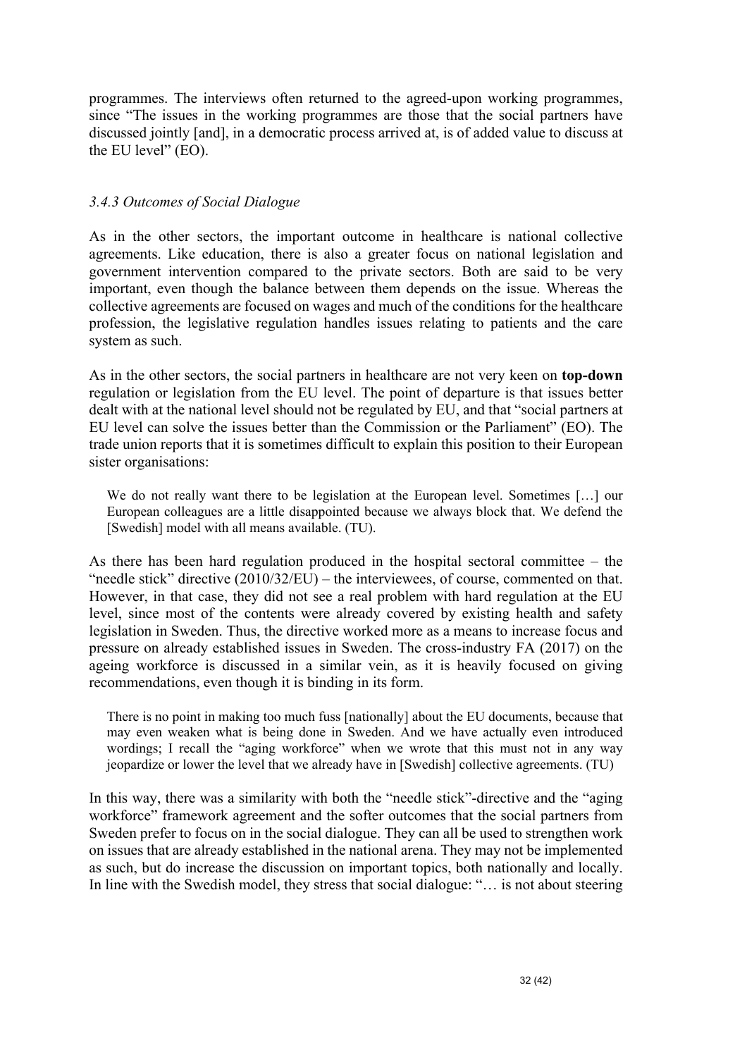programmes. The interviews often returned to the agreed-upon working programmes, since "The issues in the working programmes are those that the social partners have discussed jointly [and], in a democratic process arrived at, is of added value to discuss at the EU level" (EO).

### *3.4.3 Outcomes of Social Dialogue*

As in the other sectors, the important outcome in healthcare is national collective agreements. Like education, there is also a greater focus on national legislation and government intervention compared to the private sectors. Both are said to be very important, even though the balance between them depends on the issue. Whereas the collective agreements are focused on wages and much of the conditions for the healthcare profession, the legislative regulation handles issues relating to patients and the care system as such.

As in the other sectors, the social partners in healthcare are not very keen on **top-down** regulation or legislation from the EU level. The point of departure is that issues better dealt with at the national level should not be regulated by EU, and that "social partners at EU level can solve the issues better than the Commission or the Parliament" (EO). The trade union reports that it is sometimes difficult to explain this position to their European sister organisations:

> We do not really want there to be legislation at the European level. Sometimes […] our European colleagues are a little disappointed because we always block that. We defend the [Swedish] model with all means available. (TU).

As there has been hard regulation produced in the hospital sectoral committee – the "needle stick" directive (2010/32/EU) – the interviewees, of course, commented on that. However, in that case, they did not see a real problem with hard regulation at the EU level, since most of the contents were already covered by existing health and safety legislation in Sweden. Thus, the directive worked more as a means to increase focus and pressure on already established issues in Sweden. The cross-industry FA (2017) on the ageing workforce is discussed in a similar vein, as it is heavily focused on giving recommendations, even though it is binding in its form.

> There is no point in making too much fuss [nationally] about the EU documents, because that may even weaken what is being done in Sweden. And we have actually even introduced wordings; I recall the "aging workforce" when we wrote that this must not in any way jeopardize or lower the level that we already have in [Swedish] collective agreements. (TU)

In this way, there was a similarity with both the "needle stick"-directive and the "aging workforce" framework agreement and the softer outcomes that the social partners from Sweden prefer to focus on in the social dialogue. They can all be used to strengthen work on issues that are already established in the national arena. They may not be implemented as such, but do increase the discussion on important topics, both nationally and locally. In line with the Swedish model, they stress that social dialogue: "… is not about steering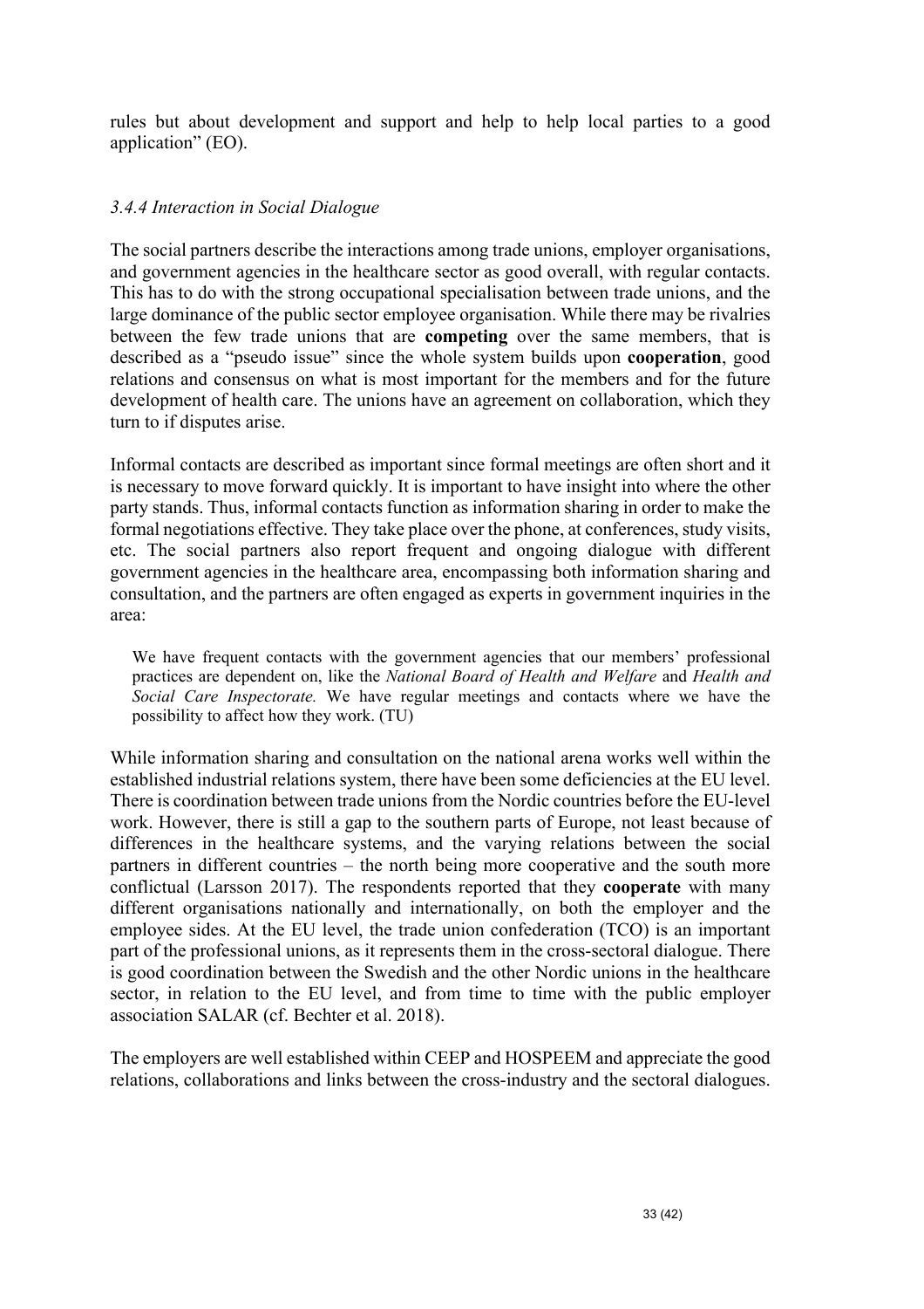rules but about development and support and help to help local parties to a good application" (EO).

### *3.4.4 Interaction in Social Dialogue*

The social partners describe the interactions among trade unions, employer organisations, and government agencies in the healthcare sector as good overall, with regular contacts. This has to do with the strong occupational specialisation between trade unions, and the large dominance of the public sector employee organisation. While there may be rivalries between the few trade unions that are **competing** over the same members, that is described as a "pseudo issue" since the whole system builds upon **cooperation**, good relations and consensus on what is most important for the members and for the future development of health care. The unions have an agreement on collaboration, which they turn to if disputes arise.

Informal contacts are described as important since formal meetings are often short and it is necessary to move forward quickly. It is important to have insight into where the other party stands. Thus, informal contacts function as information sharing in order to make the formal negotiations effective. They take place over the phone, at conferences, study visits, etc. The social partners also report frequent and ongoing dialogue with different government agencies in the healthcare area, encompassing both information sharing and consultation, and the partners are often engaged as experts in government inquiries in the area:

> We have frequent contacts with the government agencies that our members' professional practices are dependent on, like the *National Board of Health and Welfare* and *Health and Social Care Inspectorate.* We have regular meetings and contacts where we have the possibility to affect how they work. (TU)

While information sharing and consultation on the national arena works well within the established industrial relations system, there have been some deficiencies at the EU level. There is coordination between trade unions from the Nordic countries before the EU-level work. However, there is still a gap to the southern parts of Europe, not least because of differences in the healthcare systems, and the varying relations between the social partners in different countries – the north being more cooperative and the south more conflictual (Larsson 2017). The respondents reported that they **cooperate** with many different organisations nationally and internationally, on both the employer and the employee sides. At the EU level, the trade union confederation (TCO) is an important part of the professional unions, as it represents them in the cross-sectoral dialogue. There is good coordination between the Swedish and the other Nordic unions in the healthcare sector, in relation to the EU level, and from time to time with the public employer association SALAR (cf. Bechter et al. 2018).

The employers are well established within CEEP and HOSPEEM and appreciate the good relations, collaborations and links between the cross-industry and the sectoral dialogues.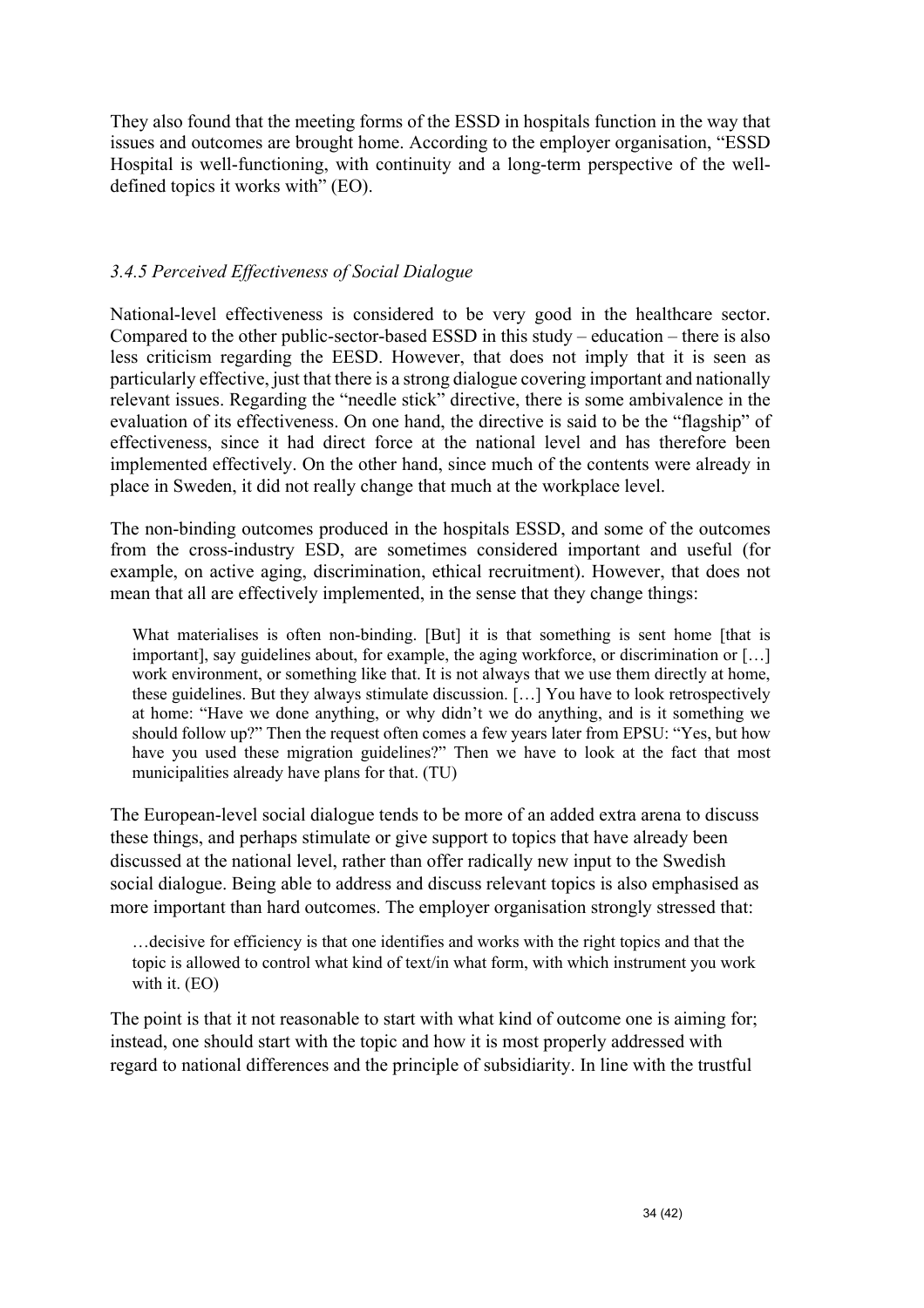They also found that the meeting forms of the ESSD in hospitals function in the way that issues and outcomes are brought home. According to the employer organisation, "ESSD Hospital is well-functioning, with continuity and a long-term perspective of the well-defined topics it works with" (EO).

### *3.4.5 Perceived Effectiveness of Social Dialogue*

National-level effectiveness is considered to be very good in the healthcare sector. Compared to the other public-sector-based ESSD in this study – education – there is also less criticism regarding the EESD. However, that does not imply that it is seen as particularly effective, just that there is a strong dialogue covering important and nationally relevant issues. Regarding the "needle stick" directive, there is some ambivalence in the evaluation of its effectiveness. On one hand, the directive is said to be the "flagship" of effectiveness, since it had direct force at the national level and has therefore been implemented effectively. On the other hand, since much of the contents were already in place in Sweden, it did not really change that much at the workplace level.

The non-binding outcomes produced in the hospitals ESSD, and some of the outcomes from the cross-industry ESD, are sometimes considered important and useful (for example, on active aging, discrimination, ethical recruitment). However, that does not mean that all are effectively implemented, in the sense that they change things:

> What materialises is often non-binding. [But] it is that something is sent home [that is important], say guidelines about, for example, the aging workforce, or discrimination or […] work environment, or something like that. It is not always that we use them directly at home, these guidelines. But they always stimulate discussion. […] You have to look retrospectively at home: "Have we done anything, or why didn't we do anything, and is it something we should follow up?" Then the request often comes a few years later from EPSU: "Yes, but how have you used these migration guidelines?" Then we have to look at the fact that most municipalities already have plans for that. (TU)

The European-level social dialogue tends to be more of an added extra arena to discuss these things, and perhaps stimulate or give support to topics that have already been discussed at the national level, rather than offer radically new input to the Swedish social dialogue. Being able to address and discuss relevant topics is also emphasised as more important than hard outcomes. The employer organisation strongly stressed that:

> …decisive for efficiency is that one identifies and works with the right topics and that the topic is allowed to control what kind of text/in what form, with which instrument you work with it. (EO)

The point is that it not reasonable to start with what kind of outcome one is aiming for; instead, one should start with the topic and how it is most properly addressed with regard to national differences and the principle of subsidiarity. In line with the trustful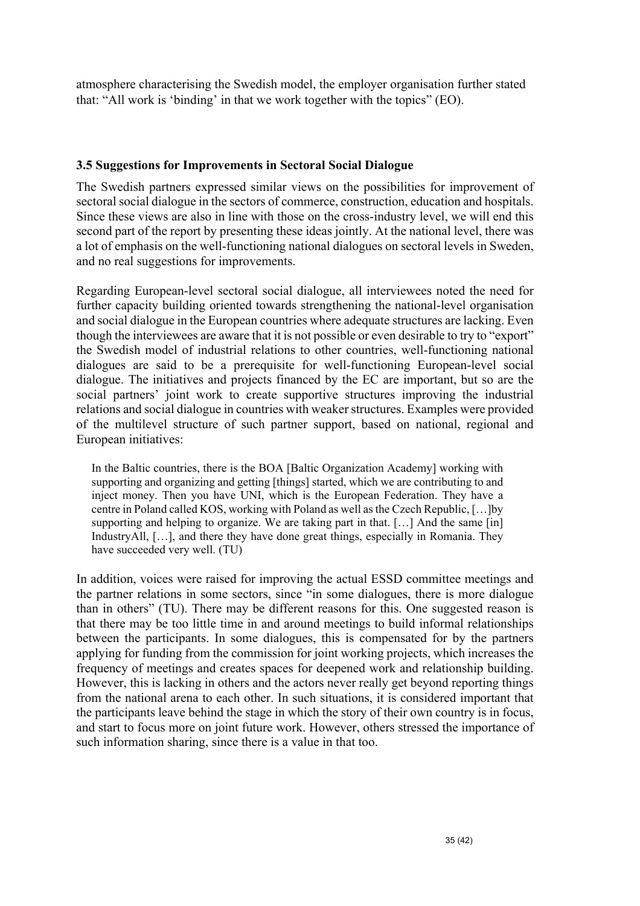atmosphere characterising the Swedish model, the employer organisation further stated that: "All work is 'binding' in that we work together with the topics" (EO).

### 3.5 Suggestions for Improvements in Sectoral Social Dialogue

The Swedish partners expressed similar views on the possibilities for improvement of sectoral social dialogue in the sectors of commerce, construction, education and hospitals. Since these views are also in line with those on the cross-industry level, we will end this second part of the report by presenting these ideas jointly. At the national level, there was a lot of emphasis on the well-functioning national dialogues on sectoral levels in Sweden, and no real suggestions for improvements.

Regarding European-level sectoral social dialogue, all interviewees noted the need for further capacity building oriented towards strengthening the national-level organisation and social dialogue in the European countries where adequate structures are lacking. Even though the interviewees are aware that it is not possible or even desirable to try to "export" the Swedish model of industrial relations to other countries, well-functioning national dialogues are said to be a prerequisite for well-functioning European-level social dialogue. The initiatives and projects financed by the EC are important, but so are the social partners' joint work to create supportive structures improving the industrial relations and social dialogue in countries with weaker structures. Examples were provided of the multilevel structure of such partner support, based on national, regional and European initiatives:

> In the Baltic countries, there is the BOA [Baltic Organization Academy] working with supporting and organizing and getting [things] started, which we are contributing to and inject money. Then you have UNI, which is the European Federation. They have a centre in Poland called KOS, working with Poland as well as the Czech Republic, […]by supporting and helping to organize. We are taking part in that. […] And the same [in] IndustryAll, […], and there they have done great things, especially in Romania. They have succeeded very well. (TU)

In addition, voices were raised for improving the actual ESSD committee meetings and the partner relations in some sectors, since "in some dialogues, there is more dialogue than in others" (TU). There may be different reasons for this. One suggested reason is that there may be too little time in and around meetings to build informal relationships between the participants. In some dialogues, this is compensated for by the partners applying for funding from the commission for joint working projects, which increases the frequency of meetings and creates spaces for deepened work and relationship building. However, this is lacking in others and the actors never really get beyond reporting things from the national arena to each other. In such situations, it is considered important that the participants leave behind the stage in which the story of their own country is in focus, and start to focus more on joint future work. However, others stressed the importance of such information sharing, since there is a value in that too.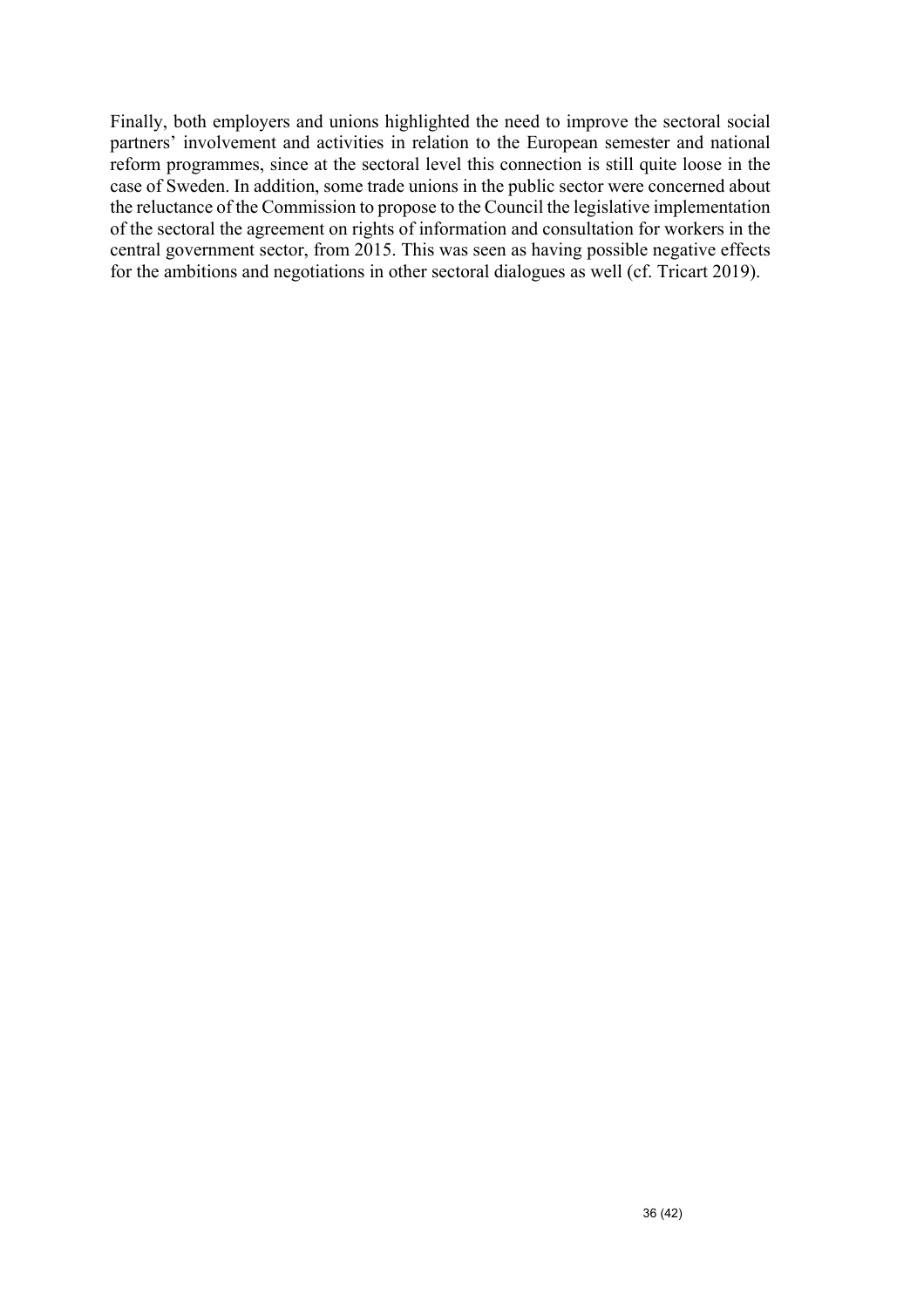Finally, both employers and unions highlighted the need to improve the sectoral social partners' involvement and activities in relation to the European semester and national reform programmes, since at the sectoral level this connection is still quite loose in the case of Sweden. In addition, some trade unions in the public sector were concerned about the reluctance of the Commission to propose to the Council the legislative implementation of the sectoral the agreement on rights of information and consultation for workers in the central government sector, from 2015. This was seen as having possible negative effects for the ambitions and negotiations in other sectoral dialogues as well (cf. Tricart 2019).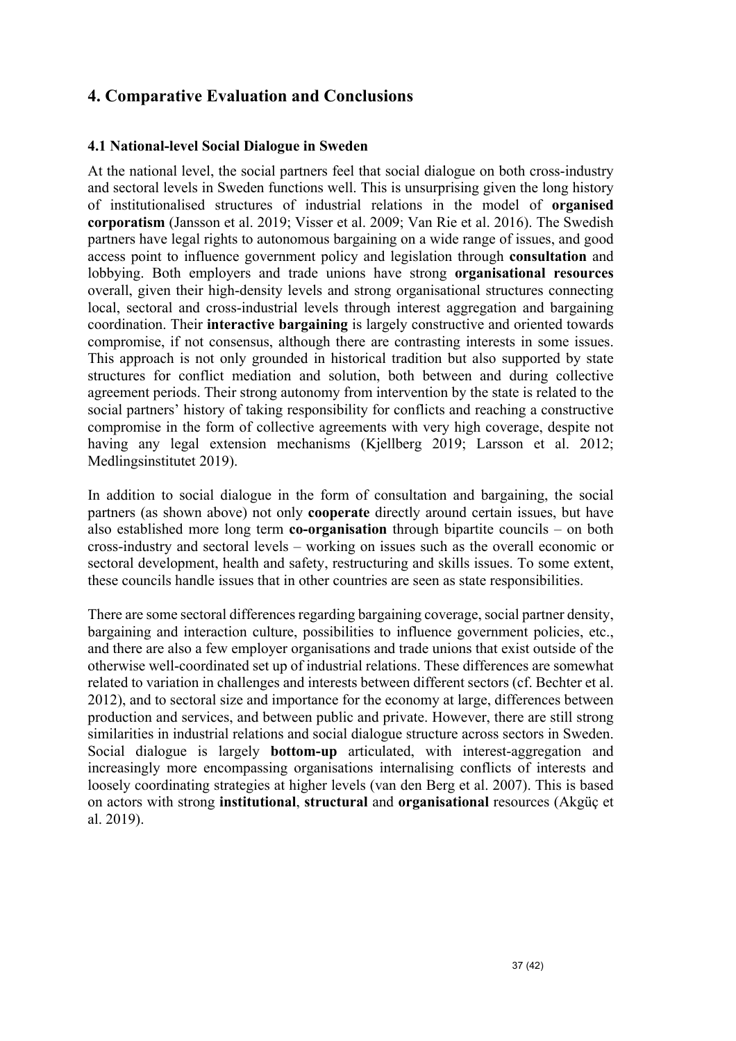## 4. Comparative Evaluation and Conclusions

### 4.1 National-level Social Dialogue in Sweden

At the national level, the social partners feel that social dialogue on both cross-industry and sectoral levels in Sweden functions well. This is unsurprising given the long history of institutionalised structures of industrial relations in the model of **organised corporatism** (Jansson et al. 2019; Visser et al. 2009; Van Rie et al. 2016). The Swedish partners have legal rights to autonomous bargaining on a wide range of issues, and good access point to influence government policy and legislation through **consultation** and lobbying. Both employers and trade unions have strong **organisational resources** overall, given their high-density levels and strong organisational structures connecting local, sectoral and cross-industrial levels through interest aggregation and bargaining coordination. Their **interactive bargaining** is largely constructive and oriented towards compromise, if not consensus, although there are contrasting interests in some issues. This approach is not only grounded in historical tradition but also supported by state structures for conflict mediation and solution, both between and during collective agreement periods. Their strong autonomy from intervention by the state is related to the social partners' history of taking responsibility for conflicts and reaching a constructive compromise in the form of collective agreements with very high coverage, despite not having any legal extension mechanisms (Kjellberg 2019; Larsson et al. 2012; Medlingsinstitutet 2019).

In addition to social dialogue in the form of consultation and bargaining, the social partners (as shown above) not only **cooperate** directly around certain issues, but have also established more long term **co-organisation** through bipartite councils – on both cross-industry and sectoral levels – working on issues such as the overall economic or sectoral development, health and safety, restructuring and skills issues. To some extent, these councils handle issues that in other countries are seen as state responsibilities.

There are some sectoral differences regarding bargaining coverage, social partner density, bargaining and interaction culture, possibilities to influence government policies, etc., and there are also a few employer organisations and trade unions that exist outside of the otherwise well-coordinated set up of industrial relations. These differences are somewhat related to variation in challenges and interests between different sectors (cf. Bechter et al. 2012), and to sectoral size and importance for the economy at large, differences between production and services, and between public and private. However, there are still strong similarities in industrial relations and social dialogue structure across sectors in Sweden. Social dialogue is largely **bottom-up** articulated, with interest-aggregation and increasingly more encompassing organisations internalising conflicts of interests and loosely coordinating strategies at higher levels (van den Berg et al. 2007). This is based on actors with strong **institutional**, **structural** and **organisational** resources (Akgüç et al. 2019).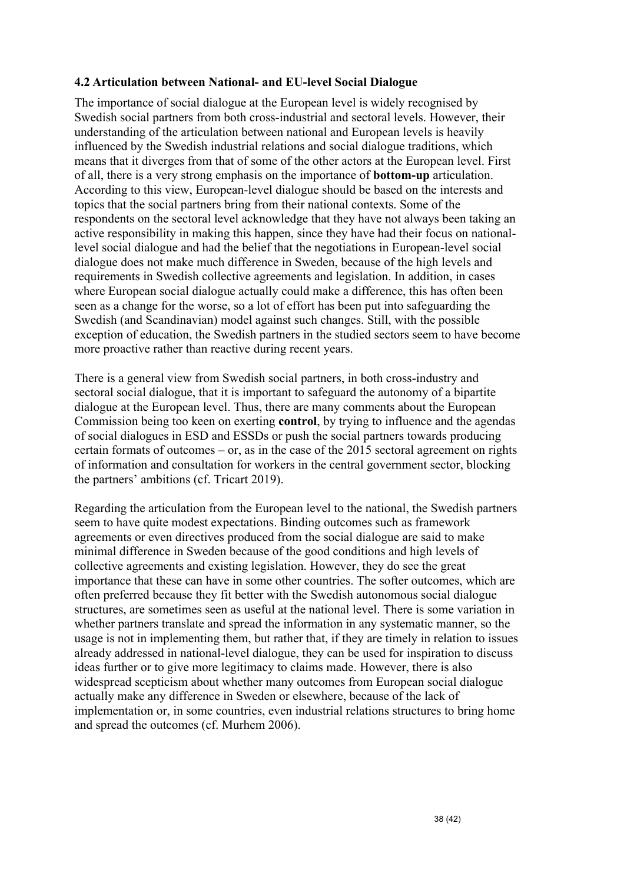### 4.2 Articulation between National- and EU-level Social Dialogue

The importance of social dialogue at the European level is widely recognised by Swedish social partners from both cross-industrial and sectoral levels. However, their understanding of the articulation between national and European levels is heavily influenced by the Swedish industrial relations and social dialogue traditions, which means that it diverges from that of some of the other actors at the European level. First of all, there is a very strong emphasis on the importance of **bottom-up** articulation. According to this view, European-level dialogue should be based on the interests and topics that the social partners bring from their national contexts. Some of the respondents on the sectoral level acknowledge that they have not always been taking an active responsibility in making this happen, since they have had their focus on national-level social dialogue and had the belief that the negotiations in European-level social dialogue does not make much difference in Sweden, because of the high levels and requirements in Swedish collective agreements and legislation. In addition, in cases where European social dialogue actually could make a difference, this has often been seen as a change for the worse, so a lot of effort has been put into safeguarding the Swedish (and Scandinavian) model against such changes. Still, with the possible exception of education, the Swedish partners in the studied sectors seem to have become more proactive rather than reactive during recent years.

There is a general view from Swedish social partners, in both cross-industry and sectoral social dialogue, that it is important to safeguard the autonomy of a bipartite dialogue at the European level. Thus, there are many comments about the European Commission being too keen on exerting **control**, by trying to influence and the agendas of social dialogues in ESD and ESSDs or push the social partners towards producing certain formats of outcomes – or, as in the case of the 2015 sectoral agreement on rights of information and consultation for workers in the central government sector, blocking the partners' ambitions (cf. Tricart 2019).

Regarding the articulation from the European level to the national, the Swedish partners seem to have quite modest expectations. Binding outcomes such as framework agreements or even directives produced from the social dialogue are said to make minimal difference in Sweden because of the good conditions and high levels of collective agreements and existing legislation. However, they do see the great importance that these can have in some other countries. The softer outcomes, which are often preferred because they fit better with the Swedish autonomous social dialogue structures, are sometimes seen as useful at the national level. There is some variation in whether partners translate and spread the information in any systematic manner, so the usage is not in implementing them, but rather that, if they are timely in relation to issues already addressed in national-level dialogue, they can be used for inspiration to discuss ideas further or to give more legitimacy to claims made. However, there is also widespread scepticism about whether many outcomes from European social dialogue actually make any difference in Sweden or elsewhere, because of the lack of implementation or, in some countries, even industrial relations structures to bring home and spread the outcomes (cf. Murhem 2006).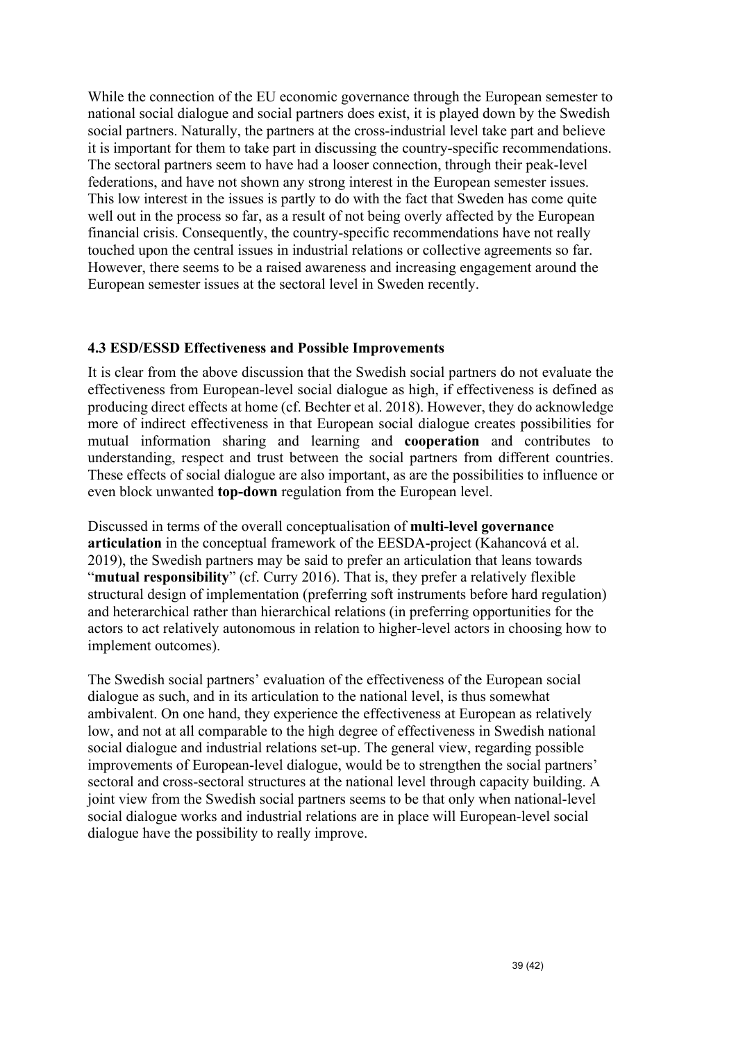While the connection of the EU economic governance through the European semester to national social dialogue and social partners does exist, it is played down by the Swedish social partners. Naturally, the partners at the cross-industrial level take part and believe it is important for them to take part in discussing the country-specific recommendations. The sectoral partners seem to have had a looser connection, through their peak-level federations, and have not shown any strong interest in the European semester issues. This low interest in the issues is partly to do with the fact that Sweden has come quite well out in the process so far, as a result of not being overly affected by the European financial crisis. Consequently, the country-specific recommendations have not really touched upon the central issues in industrial relations or collective agreements so far. However, there seems to be a raised awareness and increasing engagement around the European semester issues at the sectoral level in Sweden recently.

### 4.3 ESD/ESSD Effectiveness and Possible Improvements

It is clear from the above discussion that the Swedish social partners do not evaluate the effectiveness from European-level social dialogue as high, if effectiveness is defined as producing direct effects at home (cf. Bechter et al. 2018). However, they do acknowledge more of indirect effectiveness in that European social dialogue creates possibilities for mutual information sharing and learning and **cooperation** and contributes to understanding, respect and trust between the social partners from different countries. These effects of social dialogue are also important, as are the possibilities to influence or even block unwanted **top-down** regulation from the European level.

Discussed in terms of the overall conceptualisation of **multi-level governance articulation** in the conceptual framework of the EESDA-project (Kahancová et al. 2019), the Swedish partners may be said to prefer an articulation that leans towards "**mutual responsibility**" (cf. Curry 2016). That is, they prefer a relatively flexible structural design of implementation (preferring soft instruments before hard regulation) and heterarchical rather than hierarchical relations (in preferring opportunities for the actors to act relatively autonomous in relation to higher-level actors in choosing how to implement outcomes).

The Swedish social partners' evaluation of the effectiveness of the European social dialogue as such, and in its articulation to the national level, is thus somewhat ambivalent. On one hand, they experience the effectiveness at European as relatively low, and not at all comparable to the high degree of effectiveness in Swedish national social dialogue and industrial relations set-up. The general view, regarding possible improvements of European-level dialogue, would be to strengthen the social partners' sectoral and cross-sectoral structures at the national level through capacity building. A joint view from the Swedish social partners seems to be that only when national-level social dialogue works and industrial relations are in place will European-level social dialogue have the possibility to really improve.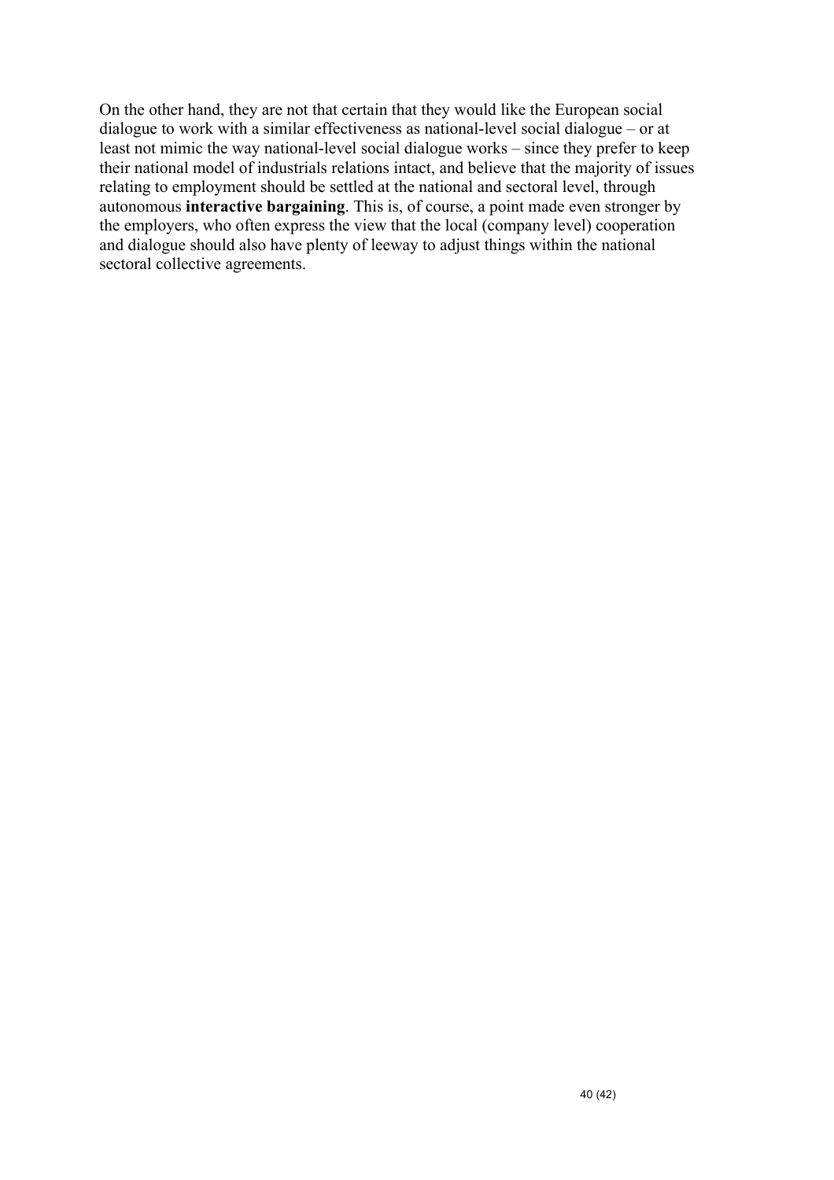On the other hand, they are not that certain that they would like the European social dialogue to work with a similar effectiveness as national-level social dialogue – or at least not mimic the way national-level social dialogue works – since they prefer to keep their national model of industrials relations intact, and believe that the majority of issues relating to employment should be settled at the national and sectoral level, through autonomous **interactive bargaining**. This is, of course, a point made even stronger by the employers, who often express the view that the local (company level) cooperation and dialogue should also have plenty of leeway to adjust things within the national sectoral collective agreements.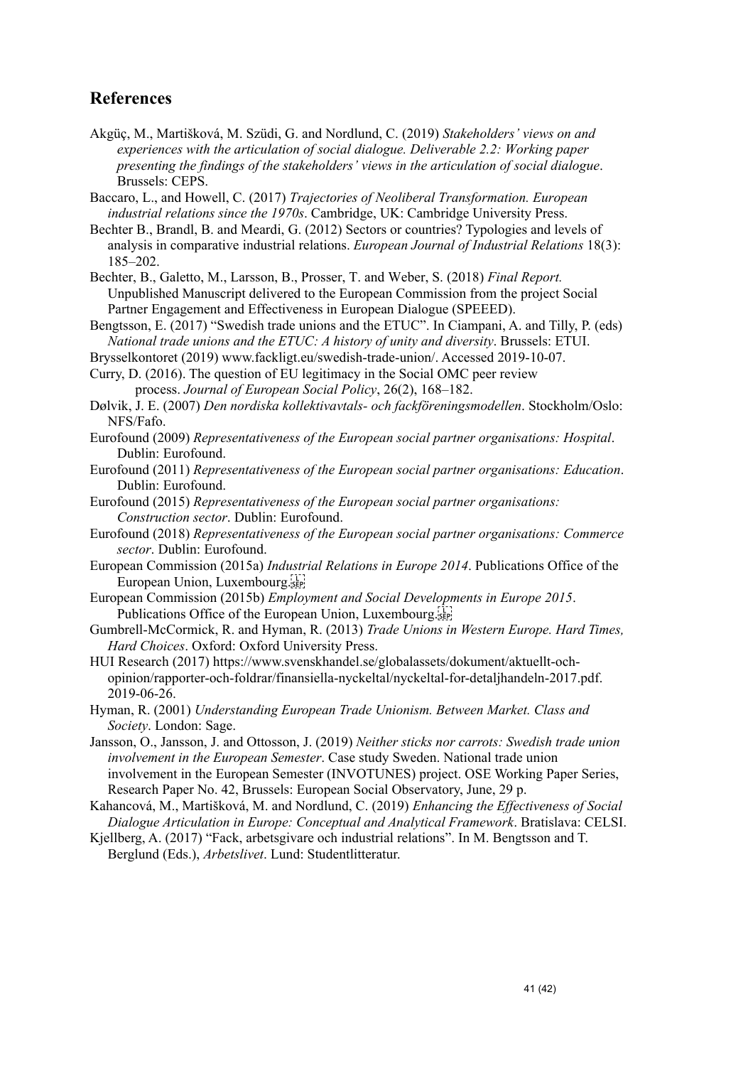## References

Akgüç, M., Martišková, M. Szüdi, G. and Nordlund, C. (2019) *Stakeholders' views on and experiences with the articulation of social dialogue. Deliverable 2.2: Working paper presenting the findings of the stakeholders' views in the articulation of social dialogue*. Brussels: CEPS.

Baccaro, L., and Howell, C. (2017) *Trajectories of Neoliberal Transformation. European industrial relations since the 1970s*. Cambridge, UK: Cambridge University Press.

Bechter B., Brandl, B. and Meardi, G. (2012) Sectors or countries? Typologies and levels of analysis in comparative industrial relations. *European Journal of Industrial Relations* 18(3): 185–202.

Bechter, B., Galetto, M., Larsson, B., Prosser, T. and Weber, S. (2018) *Final Report.* Unpublished Manuscript delivered to the European Commission from the project Social Partner Engagement and Effectiveness in European Dialogue (SPEEED).

Bengtsson, E. (2017) "Swedish trade unions and the ETUC". In Ciampani, A. and Tilly, P. (eds) *National trade unions and the ETUC: A history of unity and diversity*. Brussels: ETUI.

Brysselkontoret (2019) www.fackligt.eu/swedish-trade-union/. Accessed 2019-10-07.

Curry, D. (2016). The question of EU legitimacy in the Social OMC peer review process. *Journal of European Social Policy*, 26(2), 168–182.

Dølvik, J. E. (2007) *Den nordiska kollektivavtals- och fackföreningsmodellen*. Stockholm/Oslo: NFS/Fafo.

Eurofound (2009) *Representativeness of the European social partner organisations: Hospital*. Dublin: Eurofound.

Eurofound (2011) *Representativeness of the European social partner organisations: Education*. Dublin: Eurofound.

Eurofound (2015) *Representativeness of the European social partner organisations: Construction sector*. Dublin: Eurofound.

Eurofound (2018) *Representativeness of the European social partner organisations: Commerce sector*. Dublin: Eurofound.

European Commission (2015a) *Industrial Relations in Europe 2014*. Publications Office of the European Union, Luxembourg.

European Commission (2015b) *Employment and Social Developments in Europe 2015*. Publications Office of the European Union, Luxembourg.

Gumbrell-McCormick, R. and Hyman, R. (2013) *Trade Unions in Western Europe. Hard Times, Hard Choices*. Oxford: Oxford University Press.

HUI Research (2017) https://www.svenskhandel.se/globalassets/dokument/aktuellt-och-opinion/rapporter-och-foldrar/finansiella-nyckeltal/nyckeltal-for-detaljhandeln-2017.pdf. 2019-06-26.

Hyman, R. (2001) *Understanding European Trade Unionism. Between Market. Class and Society*. London: Sage.

Jansson, O., Jansson, J. and Ottosson, J. (2019) *Neither sticks nor carrots: Swedish trade union involvement in the European Semester*. Case study Sweden. National trade union involvement in the European Semester (INVOTUNES) project. OSE Working Paper Series, Research Paper No. 42, Brussels: European Social Observatory, June, 29 p.

Kahancová, M., Martišková, M. and Nordlund, C. (2019) *Enhancing the Effectiveness of Social Dialogue Articulation in Europe: Conceptual and Analytical Framework*. Bratislava: CELSI.

Kjellberg, A. (2017) "Fack, arbetsgivare och industrial relations". In M. Bengtsson and T. Berglund (Eds.), *Arbetslivet*. Lund: Studentlitteratur.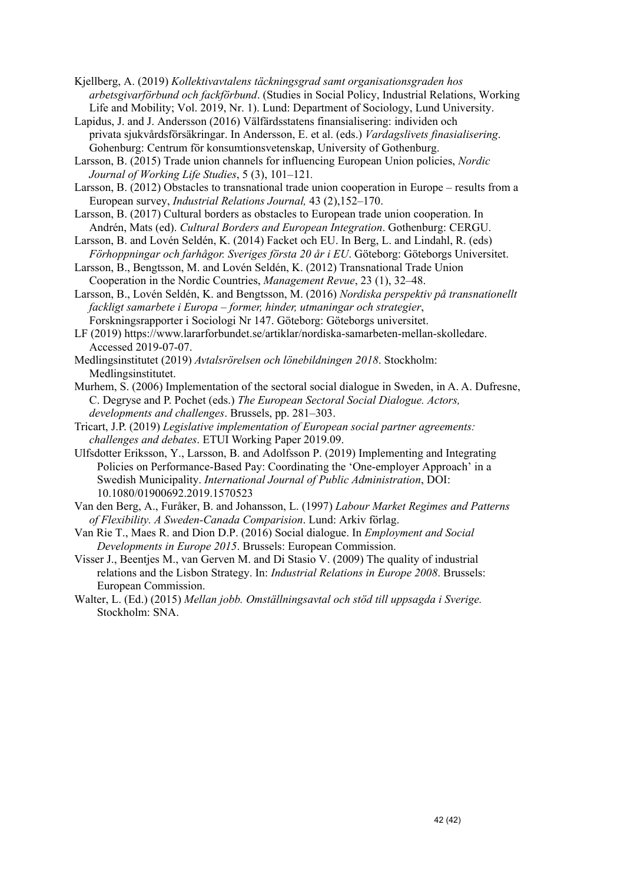Kjellberg, A. (2019) *Kollektivavtalens täckningsgrad samt organisationsgraden hos arbetsgivarförbund och fackförbund*. (Studies in Social Policy, Industrial Relations, Working Life and Mobility; Vol. 2019, Nr. 1). Lund: Department of Sociology, Lund University.

Lapidus, J. and J. Andersson (2016) Välfärdsstatens finansialisering: individen och privata sjukvårdsförsäkringar. In Andersson, E. et al. (eds.) *Vardagslivets finasialisering*. Gohenburg: Centrum för konsumtionsvetenskap, University of Gothenburg.

Larsson, B. (2015) Trade union channels for influencing European Union policies, *Nordic Journal of Working Life Studies*, 5 (3), 101–121.

Larsson, B. (2012) Obstacles to transnational trade union cooperation in Europe – results from a European survey, *Industrial Relations Journal,* 43 (2),152–170.

Larsson, B. (2017) Cultural borders as obstacles to European trade union cooperation. In Andrén, Mats (ed). *Cultural Borders and European Integration*. Gothenburg: CERGU.

Larsson, B. and Lovén Seldén, K. (2014) Facket och EU. In Berg, L. and Lindahl, R. (eds) *Förhoppningar och farhågor. Sveriges första 20 år i EU*. Göteborg: Göteborgs Universitet.

Larsson, B., Bengtsson, M. and Lovén Seldén, K. (2012) Transnational Trade Union Cooperation in the Nordic Countries, *Management Revue*, 23 (1), 32–48.

Larsson, B., Lovén Seldén, K. and Bengtsson, M. (2016) *Nordiska perspektiv på transnationellt fackligt samarbete i Europa – former, hinder, utmaningar och strategier*, Forskningsrapporter i Sociologi Nr 147. Göteborg: Göteborgs universitet.

LF (2019) https://www.lararforbundet.se/artiklar/nordiska-samarbeten-mellan-skolledare. Accessed 2019-07-07.

Medlingsinstitutet (2019) *Avtalsrörelsen och lönebildningen 2018*. Stockholm: Medlingsinstitutet.

Murhem, S. (2006) Implementation of the sectoral social dialogue in Sweden, in A. A. Dufresne, C. Degryse and P. Pochet (eds.) *The European Sectoral Social Dialogue. Actors, developments and challenges*. Brussels, pp. 281–303.

Tricart, J.P. (2019) *Legislative implementation of European social partner agreements: challenges and debates*. ETUI Working Paper 2019.09.

Ulfsdotter Eriksson, Y., Larsson, B. and Adolfsson P. (2019) Implementing and Integrating Policies on Performance-Based Pay: Coordinating the 'One-employer Approach' in a Swedish Municipality. *International Journal of Public Administration*, DOI: 10.1080/01900692.2019.1570523

Van den Berg, A., Furåker, B. and Johansson, L. (1997) *Labour Market Regimes and Patterns of Flexibility. A Sweden-Canada Comparision*. Lund: Arkiv förlag.

Van Rie T., Maes R. and Dion D.P. (2016) Social dialogue. In *Employment and Social Developments in Europe 2015*. Brussels: European Commission.

Visser J., Beentjes M., van Gerven M. and Di Stasio V. (2009) The quality of industrial relations and the Lisbon Strategy. In: *Industrial Relations in Europe 2008*. Brussels: European Commission.

Walter, L. (Ed.) (2015) *Mellan jobb. Omställningsavtal och stöd till uppsagda i Sverige.* Stockholm: SNA.